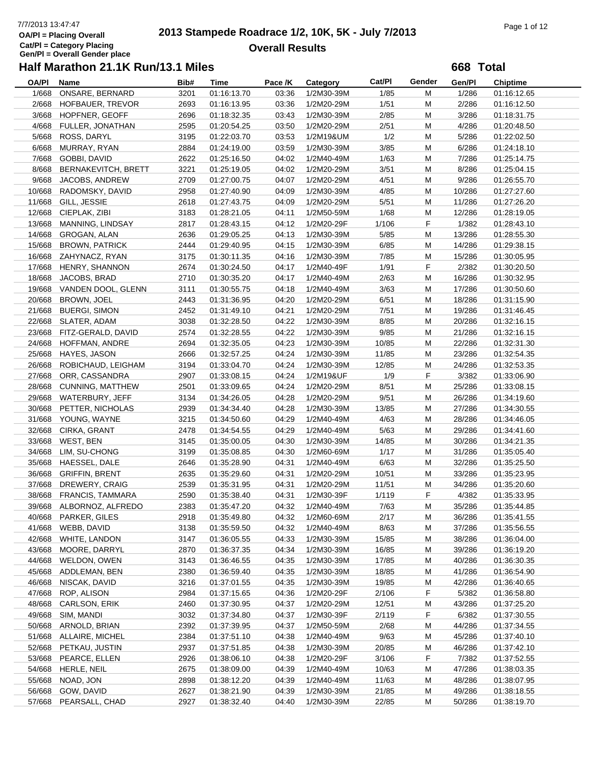7/7/2013 13:47:47
OA/Pl = Placing Overall
Cat/Pl = Category Placing
Gen/Pl = Overall Gender place

# 2013 Stampede Roadrace 1/2, 10K, 5K - July 7/2013

## Overall Results

### Half Marathon 21.1K Run/13.1 Miles

**668 Total**

| OA/Pl | Name | Bib# | Time | Pace /K | Category | Cat/Pl | Gender | Gen/Pl | Chiptime |
|---|---|---|---|---|---|---|---|---|---|
| 1/668 | ONSARE, BERNARD | 3201 | 01:16:13.70 | 03:36 | 1/2M30-39M | 1/85 | M | 1/286 | 01:16:12.65 |
| 2/668 | HOFBAUER, TREVOR | 2693 | 01:16:13.95 | 03:36 | 1/2M20-29M | 1/51 | M | 2/286 | 01:16:12.50 |
| 3/668 | HOPFNER, GEOFF | 2696 | 01:18:32.35 | 03:43 | 1/2M30-39M | 2/85 | M | 3/286 | 01:18:31.75 |
| 4/668 | FULLER, JONATHAN | 2595 | 01:20:54.25 | 03:50 | 1/2M20-29M | 2/51 | M | 4/286 | 01:20:48.50 |
| 5/668 | ROSS, DARYL | 3195 | 01:22:03.70 | 03:53 | 1/2M19&UM | 1/2 | M | 5/286 | 01:22:02.50 |
| 6/668 | MURRAY, RYAN | 2884 | 01:24:19.00 | 03:59 | 1/2M30-39M | 3/85 | M | 6/286 | 01:24:18.10 |
| 7/668 | GOBBI, DAVID | 2622 | 01:25:16.50 | 04:02 | 1/2M40-49M | 1/63 | M | 7/286 | 01:25:14.75 |
| 8/668 | BERNAKEVITCH, BRETT | 3221 | 01:25:19.05 | 04:02 | 1/2M20-29M | 3/51 | M | 8/286 | 01:25:04.15 |
| 9/668 | JACOBS, ANDREW | 2709 | 01:27:00.75 | 04:07 | 1/2M20-29M | 4/51 | M | 9/286 | 01:26:55.70 |
| 10/668 | RADOMSKY, DAVID | 2958 | 01:27:40.90 | 04:09 | 1/2M30-39M | 4/85 | M | 10/286 | 01:27:27.60 |
| 11/668 | GILL, JESSIE | 2618 | 01:27:43.75 | 04:09 | 1/2M20-29M | 5/51 | M | 11/286 | 01:27:26.20 |
| 12/668 | CIEPLAK, ZIBI | 3183 | 01:28:21.05 | 04:11 | 1/2M50-59M | 1/68 | M | 12/286 | 01:28:19.05 |
| 13/668 | MANNING, LINDSAY | 2817 | 01:28:43.15 | 04:12 | 1/2M20-29F | 1/106 | F | 1/382 | 01:28:43.10 |
| 14/668 | GROGAN, ALAN | 2636 | 01:29:05.25 | 04:13 | 1/2M30-39M | 5/85 | M | 13/286 | 01:28:55.30 |
| 15/668 | BROWN, PATRICK | 2444 | 01:29:40.95 | 04:15 | 1/2M30-39M | 6/85 | M | 14/286 | 01:29:38.15 |
| 16/668 | ZAHYNACZ, RYAN | 3175 | 01:30:11.35 | 04:16 | 1/2M30-39M | 7/85 | M | 15/286 | 01:30:05.95 |
| 17/668 | HENRY, SHANNON | 2674 | 01:30:24.50 | 04:17 | 1/2M40-49F | 1/91 | F | 2/382 | 01:30:20.50 |
| 18/668 | JACOBS, BRAD | 2710 | 01:30:35.20 | 04:17 | 1/2M40-49M | 2/63 | M | 16/286 | 01:30:32.95 |
| 19/668 | VANDEN DOOL, GLENN | 3111 | 01:30:55.75 | 04:18 | 1/2M40-49M | 3/63 | M | 17/286 | 01:30:50.60 |
| 20/668 | BROWN, JOEL | 2443 | 01:31:36.95 | 04:20 | 1/2M20-29M | 6/51 | M | 18/286 | 01:31:15.90 |
| 21/668 | BUERGI, SIMON | 2452 | 01:31:49.10 | 04:21 | 1/2M20-29M | 7/51 | M | 19/286 | 01:31:46.45 |
| 22/668 | SLATER, ADAM | 3038 | 01:32:28.50 | 04:22 | 1/2M30-39M | 8/85 | M | 20/286 | 01:32:16.15 |
| 23/668 | FITZ-GERALD, DAVID | 2574 | 01:32:28.55 | 04:22 | 1/2M30-39M | 9/85 | M | 21/286 | 01:32:16.15 |
| 24/668 | HOFFMAN, ANDRE | 2694 | 01:32:35.05 | 04:23 | 1/2M30-39M | 10/85 | M | 22/286 | 01:32:31.30 |
| 25/668 | HAYES, JASON | 2666 | 01:32:57.25 | 04:24 | 1/2M30-39M | 11/85 | M | 23/286 | 01:32:54.35 |
| 26/668 | ROBICHAUD, LEIGHAM | 3194 | 01:33:04.70 | 04:24 | 1/2M30-39M | 12/85 | M | 24/286 | 01:32:53.35 |
| 27/668 | ORR, CASSANDRA | 2907 | 01:33:08.15 | 04:24 | 1/2M19&UF | 1/9 | F | 3/382 | 01:33:06.90 |
| 28/668 | CUNNING, MATTHEW | 2501 | 01:33:09.65 | 04:24 | 1/2M20-29M | 8/51 | M | 25/286 | 01:33:08.15 |
| 29/668 | WATERBURY, JEFF | 3134 | 01:34:26.05 | 04:28 | 1/2M20-29M | 9/51 | M | 26/286 | 01:34:19.60 |
| 30/668 | PETTER, NICHOLAS | 2939 | 01:34:34.40 | 04:28 | 1/2M30-39M | 13/85 | M | 27/286 | 01:34:30.55 |
| 31/668 | YOUNG, WAYNE | 3215 | 01:34:50.60 | 04:29 | 1/2M40-49M | 4/63 | M | 28/286 | 01:34:46.05 |
| 32/668 | CIRKA, GRANT | 2478 | 01:34:54.55 | 04:29 | 1/2M40-49M | 5/63 | M | 29/286 | 01:34:41.60 |
| 33/668 | WEST, BEN | 3145 | 01:35:00.05 | 04:30 | 1/2M30-39M | 14/85 | M | 30/286 | 01:34:21.35 |
| 34/668 | LIM, SU-CHONG | 3199 | 01:35:08.85 | 04:30 | 1/2M60-69M | 1/17 | M | 31/286 | 01:35:05.40 |
| 35/668 | HAESSEL, DALE | 2646 | 01:35:28.90 | 04:31 | 1/2M40-49M | 6/63 | M | 32/286 | 01:35:25.50 |
| 36/668 | GRIFFIN, BRENT | 2635 | 01:35:29.60 | 04:31 | 1/2M20-29M | 10/51 | M | 33/286 | 01:35:23.95 |
| 37/668 | DREWERY, CRAIG | 2539 | 01:35:31.95 | 04:31 | 1/2M20-29M | 11/51 | M | 34/286 | 01:35:20.60 |
| 38/668 | FRANCIS, TAMMARA | 2590 | 01:35:38.40 | 04:31 | 1/2M30-39F | 1/119 | F | 4/382 | 01:35:33.95 |
| 39/668 | ALBORNOZ, ALFREDO | 2383 | 01:35:47.20 | 04:32 | 1/2M40-49M | 7/63 | M | 35/286 | 01:35:44.85 |
| 40/668 | PARKER, GILES | 2918 | 01:35:49.80 | 04:32 | 1/2M60-69M | 2/17 | M | 36/286 | 01:35:41.55 |
| 41/668 | WEBB, DAVID | 3138 | 01:35:59.50 | 04:32 | 1/2M40-49M | 8/63 | M | 37/286 | 01:35:56.55 |
| 42/668 | WHITE, LANDON | 3147 | 01:36:05.55 | 04:33 | 1/2M30-39M | 15/85 | M | 38/286 | 01:36:04.00 |
| 43/668 | MOORE, DARRYL | 2870 | 01:36:37.35 | 04:34 | 1/2M30-39M | 16/85 | M | 39/286 | 01:36:19.20 |
| 44/668 | WELDON, OWEN | 3143 | 01:36:46.55 | 04:35 | 1/2M30-39M | 17/85 | M | 40/286 | 01:36:30.35 |
| 45/668 | ADDLEMAN, BEN | 2380 | 01:36:59.40 | 04:35 | 1/2M30-39M | 18/85 | M | 41/286 | 01:36:54.90 |
| 46/668 | NISCAK, DAVID | 3216 | 01:37:01.55 | 04:35 | 1/2M30-39M | 19/85 | M | 42/286 | 01:36:40.65 |
| 47/668 | ROP, ALISON | 2984 | 01:37:15.65 | 04:36 | 1/2M20-29F | 2/106 | F | 5/382 | 01:36:58.80 |
| 48/668 | CARLSON, ERIK | 2460 | 01:37:30.95 | 04:37 | 1/2M20-29M | 12/51 | M | 43/286 | 01:37:25.20 |
| 49/668 | SIM, MANDI | 3032 | 01:37:34.80 | 04:37 | 1/2M30-39F | 2/119 | F | 6/382 | 01:37:30.55 |
| 50/668 | ARNOLD, BRIAN | 2392 | 01:37:39.95 | 04:37 | 1/2M50-59M | 2/68 | M | 44/286 | 01:37:34.55 |
| 51/668 | ALLAIRE, MICHEL | 2384 | 01:37:51.10 | 04:38 | 1/2M40-49M | 9/63 | M | 45/286 | 01:37:40.10 |
| 52/668 | PETKAU, JUSTIN | 2937 | 01:37:51.85 | 04:38 | 1/2M30-39M | 20/85 | M | 46/286 | 01:37:42.10 |
| 53/668 | PEARCE, ELLEN | 2926 | 01:38:06.10 | 04:38 | 1/2M20-29F | 3/106 | F | 7/382 | 01:37:52.55 |
| 54/668 | HERLE, NEIL | 2675 | 01:38:09.00 | 04:39 | 1/2M40-49M | 10/63 | M | 47/286 | 01:38:03.35 |
| 55/668 | NOAD, JON | 2898 | 01:38:12.20 | 04:39 | 1/2M40-49M | 11/63 | M | 48/286 | 01:38:07.95 |
| 56/668 | GOW, DAVID | 2627 | 01:38:21.90 | 04:39 | 1/2M30-39M | 21/85 | M | 49/286 | 01:38:18.55 |
| 57/668 | PEARSALL, CHAD | 2927 | 01:38:32.40 | 04:40 | 1/2M30-39M | 22/85 | M | 50/286 | 01:38:19.70 |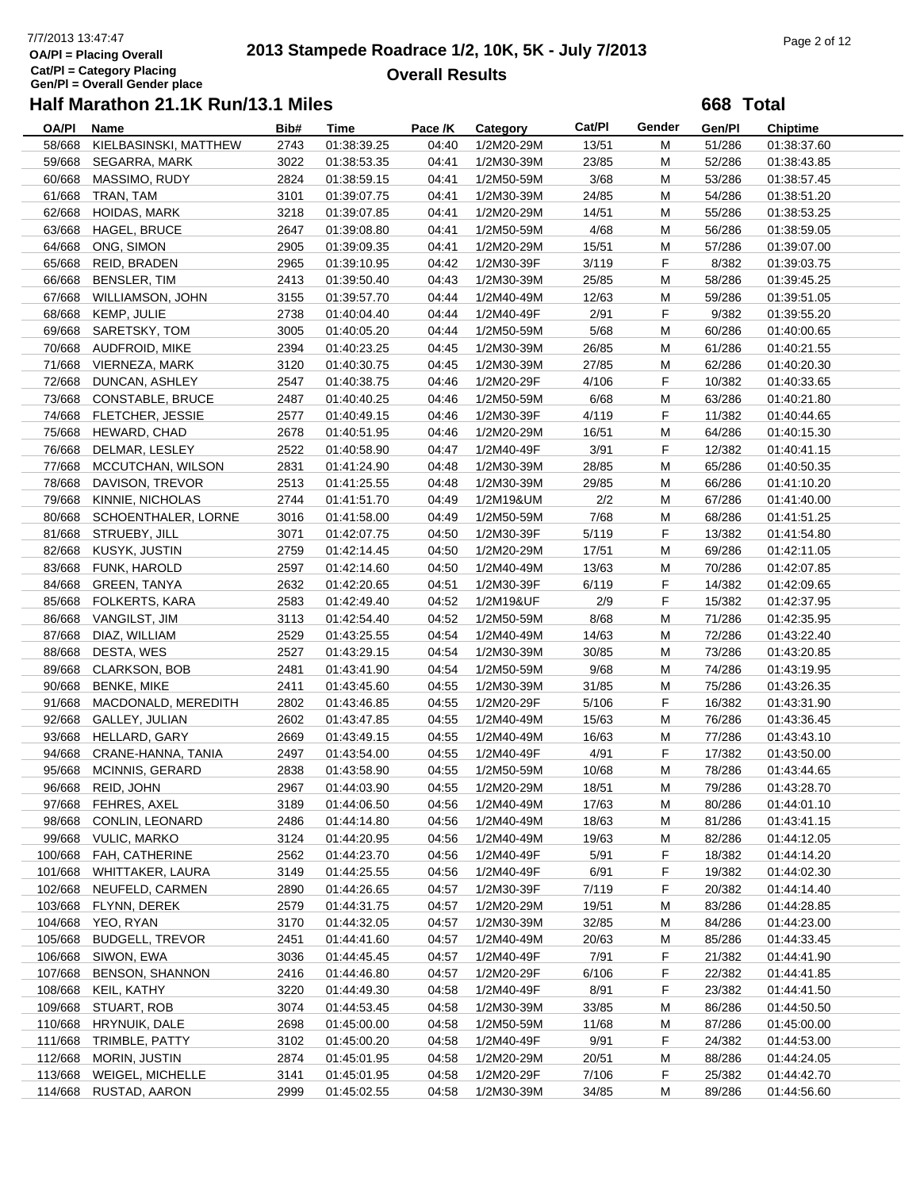7/7/2013 13:47:47
OA/Pl = Placing Overall
Cat/Pl = Category Placing
Gen/Pl = Overall Gender place

# 2013 Stampede Roadrace 1/2, 10K, 5K - July 7/2013

## Overall Results

### Half Marathon 21.1K Run/13.1 Miles

**668 Total**

| OA/Pl | Name | Bib# | Time | Pace /K | Category | Cat/Pl | Gender | Gen/Pl | Chiptime |
|---|---|---|---|---|---|---|---|---|---|
| 58/668 | KIELBASINSKI, MATTHEW | 2743 | 01:38:39.25 | 04:40 | 1/2M20-29M | 13/51 | M | 51/286 | 01:38:37.60 |
| 59/668 | SEGARRA, MARK | 3022 | 01:38:53.35 | 04:41 | 1/2M30-39M | 23/85 | M | 52/286 | 01:38:43.85 |
| 60/668 | MASSIMO, RUDY | 2824 | 01:38:59.15 | 04:41 | 1/2M50-59M | 3/68 | M | 53/286 | 01:38:57.45 |
| 61/668 | TRAN, TAM | 3101 | 01:39:07.75 | 04:41 | 1/2M30-39M | 24/85 | M | 54/286 | 01:38:51.20 |
| 62/668 | HOIDAS, MARK | 3218 | 01:39:07.85 | 04:41 | 1/2M20-29M | 14/51 | M | 55/286 | 01:38:53.25 |
| 63/668 | HAGEL, BRUCE | 2647 | 01:39:08.80 | 04:41 | 1/2M50-59M | 4/68 | M | 56/286 | 01:38:59.05 |
| 64/668 | ONG, SIMON | 2905 | 01:39:09.35 | 04:41 | 1/2M20-29M | 15/51 | M | 57/286 | 01:39:07.00 |
| 65/668 | REID, BRADEN | 2965 | 01:39:10.95 | 04:42 | 1/2M30-39F | 3/119 | F | 8/382 | 01:39:03.75 |
| 66/668 | BENSLER, TIM | 2413 | 01:39:50.40 | 04:43 | 1/2M30-39M | 25/85 | M | 58/286 | 01:39:45.25 |
| 67/668 | WILLIAMSON, JOHN | 3155 | 01:39:57.70 | 04:44 | 1/2M40-49M | 12/63 | M | 59/286 | 01:39:51.05 |
| 68/668 | KEMP, JULIE | 2738 | 01:40:04.40 | 04:44 | 1/2M40-49F | 2/91 | F | 9/382 | 01:39:55.20 |
| 69/668 | SARETSKY, TOM | 3005 | 01:40:05.20 | 04:44 | 1/2M50-59M | 5/68 | M | 60/286 | 01:40:00.65 |
| 70/668 | AUDFROID, MIKE | 2394 | 01:40:23.25 | 04:45 | 1/2M30-39M | 26/85 | M | 61/286 | 01:40:21.55 |
| 71/668 | VIERNEZA, MARK | 3120 | 01:40:30.75 | 04:45 | 1/2M30-39M | 27/85 | M | 62/286 | 01:40:20.30 |
| 72/668 | DUNCAN, ASHLEY | 2547 | 01:40:38.75 | 04:46 | 1/2M20-29F | 4/106 | F | 10/382 | 01:40:33.65 |
| 73/668 | CONSTABLE, BRUCE | 2487 | 01:40:40.25 | 04:46 | 1/2M50-59M | 6/68 | M | 63/286 | 01:40:21.80 |
| 74/668 | FLETCHER, JESSIE | 2577 | 01:40:49.15 | 04:46 | 1/2M30-39F | 4/119 | F | 11/382 | 01:40:44.65 |
| 75/668 | HEWARD, CHAD | 2678 | 01:40:51.95 | 04:46 | 1/2M20-29M | 16/51 | M | 64/286 | 01:40:15.30 |
| 76/668 | DELMAR, LESLEY | 2522 | 01:40:58.90 | 04:47 | 1/2M40-49F | 3/91 | F | 12/382 | 01:40:41.15 |
| 77/668 | MCCUTCHAN, WILSON | 2831 | 01:41:24.90 | 04:48 | 1/2M30-39M | 28/85 | M | 65/286 | 01:40:50.35 |
| 78/668 | DAVISON, TREVOR | 2513 | 01:41:25.55 | 04:48 | 1/2M30-39M | 29/85 | M | 66/286 | 01:41:10.20 |
| 79/668 | KINNIE, NICHOLAS | 2744 | 01:41:51.70 | 04:49 | 1/2M19&UM | 2/2 | M | 67/286 | 01:41:40.00 |
| 80/668 | SCHOENTHALER, LORNE | 3016 | 01:41:58.00 | 04:49 | 1/2M50-59M | 7/68 | M | 68/286 | 01:41:51.25 |
| 81/668 | STRUEBY, JILL | 3071 | 01:42:07.75 | 04:50 | 1/2M30-39F | 5/119 | F | 13/382 | 01:41:54.80 |
| 82/668 | KUSYK, JUSTIN | 2759 | 01:42:14.45 | 04:50 | 1/2M20-29M | 17/51 | M | 69/286 | 01:42:11.05 |
| 83/668 | FUNK, HAROLD | 2597 | 01:42:14.60 | 04:50 | 1/2M40-49M | 13/63 | M | 70/286 | 01:42:07.85 |
| 84/668 | GREEN, TANYA | 2632 | 01:42:20.65 | 04:51 | 1/2M30-39F | 6/119 | F | 14/382 | 01:42:09.65 |
| 85/668 | FOLKERTS, KARA | 2583 | 01:42:49.40 | 04:52 | 1/2M19&UF | 2/9 | F | 15/382 | 01:42:37.95 |
| 86/668 | VANGILST, JIM | 3113 | 01:42:54.40 | 04:52 | 1/2M50-59M | 8/68 | M | 71/286 | 01:42:35.95 |
| 87/668 | DIAZ, WILLIAM | 2529 | 01:43:25.55 | 04:54 | 1/2M40-49M | 14/63 | M | 72/286 | 01:43:22.40 |
| 88/668 | DESTA, WES | 2527 | 01:43:29.15 | 04:54 | 1/2M30-39M | 30/85 | M | 73/286 | 01:43:20.85 |
| 89/668 | CLARKSON, BOB | 2481 | 01:43:41.90 | 04:54 | 1/2M50-59M | 9/68 | M | 74/286 | 01:43:19.95 |
| 90/668 | BENKE, MIKE | 2411 | 01:43:45.60 | 04:55 | 1/2M30-39M | 31/85 | M | 75/286 | 01:43:26.35 |
| 91/668 | MACDONALD, MEREDITH | 2802 | 01:43:46.85 | 04:55 | 1/2M20-29F | 5/106 | F | 16/382 | 01:43:31.90 |
| 92/668 | GALLEY, JULIAN | 2602 | 01:43:47.85 | 04:55 | 1/2M40-49M | 15/63 | M | 76/286 | 01:43:36.45 |
| 93/668 | HELLARD, GARY | 2669 | 01:43:49.15 | 04:55 | 1/2M40-49M | 16/63 | M | 77/286 | 01:43:43.10 |
| 94/668 | CRANE-HANNA, TANIA | 2497 | 01:43:54.00 | 04:55 | 1/2M40-49F | 4/91 | F | 17/382 | 01:43:50.00 |
| 95/668 | MCINNIS, GERARD | 2838 | 01:43:58.90 | 04:55 | 1/2M50-59M | 10/68 | M | 78/286 | 01:43:44.65 |
| 96/668 | REID, JOHN | 2967 | 01:44:03.90 | 04:55 | 1/2M20-29M | 18/51 | M | 79/286 | 01:43:28.70 |
| 97/668 | FEHRES, AXEL | 3189 | 01:44:06.50 | 04:56 | 1/2M40-49M | 17/63 | M | 80/286 | 01:44:01.10 |
| 98/668 | CONLIN, LEONARD | 2486 | 01:44:14.80 | 04:56 | 1/2M40-49M | 18/63 | M | 81/286 | 01:43:41.15 |
| 99/668 | VULIC, MARKO | 3124 | 01:44:20.95 | 04:56 | 1/2M40-49M | 19/63 | M | 82/286 | 01:44:12.05 |
| 100/668 | FAH, CATHERINE | 2562 | 01:44:23.70 | 04:56 | 1/2M40-49F | 5/91 | F | 18/382 | 01:44:14.20 |
| 101/668 | WHITTAKER, LAURA | 3149 | 01:44:25.55 | 04:56 | 1/2M40-49F | 6/91 | F | 19/382 | 01:44:02.30 |
| 102/668 | NEUFELD, CARMEN | 2890 | 01:44:26.65 | 04:57 | 1/2M30-39F | 7/119 | F | 20/382 | 01:44:14.40 |
| 103/668 | FLYNN, DEREK | 2579 | 01:44:31.75 | 04:57 | 1/2M20-29M | 19/51 | M | 83/286 | 01:44:28.85 |
| 104/668 | YEO, RYAN | 3170 | 01:44:32.05 | 04:57 | 1/2M30-39M | 32/85 | M | 84/286 | 01:44:23.00 |
| 105/668 | BUDGELL, TREVOR | 2451 | 01:44:41.60 | 04:57 | 1/2M40-49M | 20/63 | M | 85/286 | 01:44:33.45 |
| 106/668 | SIWON, EWA | 3036 | 01:44:45.45 | 04:57 | 1/2M40-49F | 7/91 | F | 21/382 | 01:44:41.90 |
| 107/668 | BENSON, SHANNON | 2416 | 01:44:46.80 | 04:57 | 1/2M20-29F | 6/106 | F | 22/382 | 01:44:41.85 |
| 108/668 | KEIL, KATHY | 3220 | 01:44:49.30 | 04:58 | 1/2M40-49F | 8/91 | F | 23/382 | 01:44:41.50 |
| 109/668 | STUART, ROB | 3074 | 01:44:53.45 | 04:58 | 1/2M30-39M | 33/85 | M | 86/286 | 01:44:50.50 |
| 110/668 | HRYNUIK, DALE | 2698 | 01:45:00.00 | 04:58 | 1/2M50-59M | 11/68 | M | 87/286 | 01:45:00.00 |
| 111/668 | TRIMBLE, PATTY | 3102 | 01:45:00.20 | 04:58 | 1/2M40-49F | 9/91 | F | 24/382 | 01:44:53.00 |
| 112/668 | MORIN, JUSTIN | 2874 | 01:45:01.95 | 04:58 | 1/2M20-29M | 20/51 | M | 88/286 | 01:44:24.05 |
| 113/668 | WEIGEL, MICHELLE | 3141 | 01:45:01.95 | 04:58 | 1/2M20-29F | 7/106 | F | 25/382 | 01:44:42.70 |
| 114/668 | RUSTAD, AARON | 2999 | 01:45:02.55 | 04:58 | 1/2M30-39M | 34/85 | M | 89/286 | 01:44:56.60 |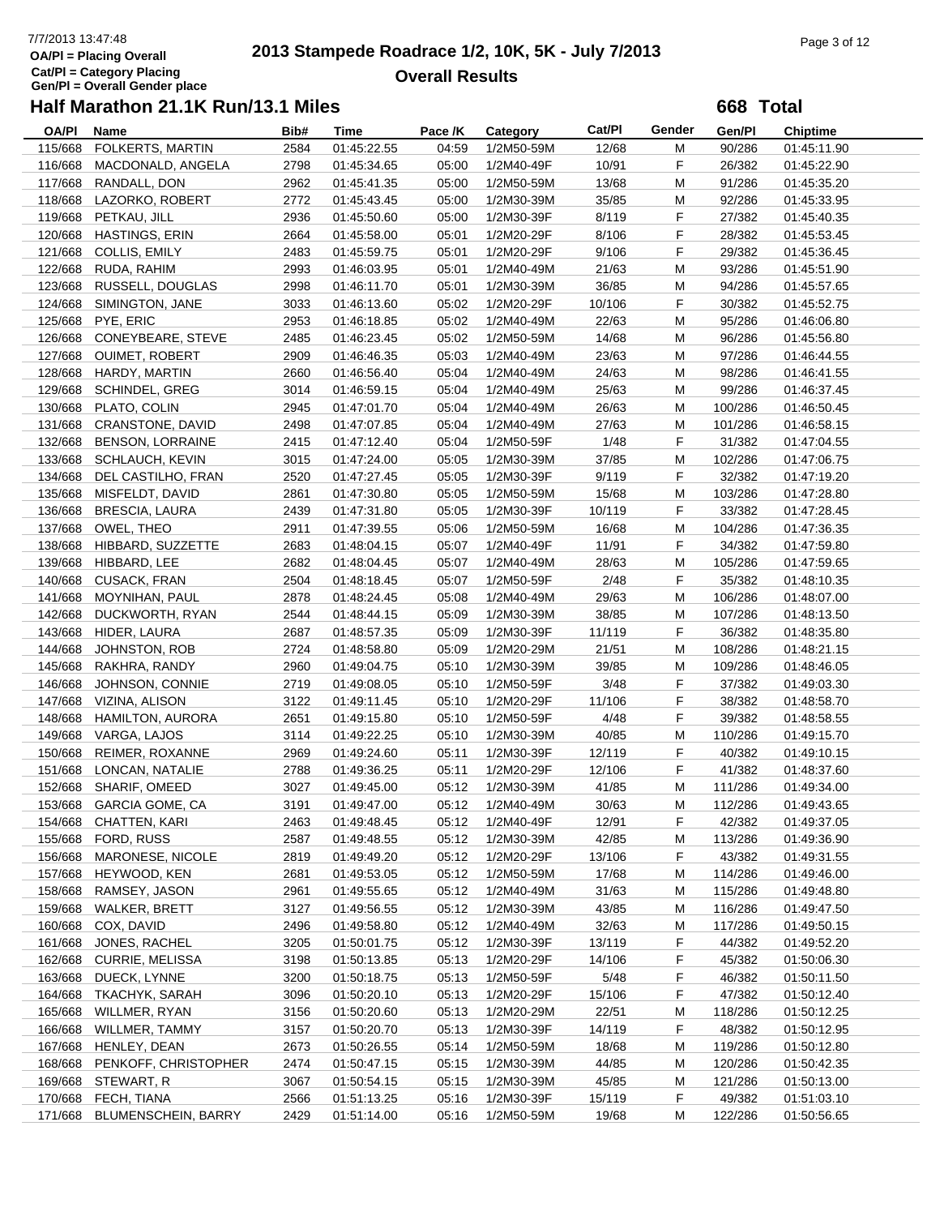# 2013 Stampede Roadrace 1/2, 10K, 5K - July 7/2013

## Overall Results

7/7/2013 13:47:48
OA/Pl = Placing Overall
Cat/Pl = Category Placing
Gen/Pl = Overall Gender place

### Half Marathon 21.1K Run/13.1 Miles

**668 Total**

| OA/Pl | Name | Bib# | Time | Pace /K | Category | Cat/Pl | Gender | Gen/Pl | Chiptime |
|---|---|---|---|---|---|---|---|---|---|
| 115/668 | FOLKERTS, MARTIN | 2584 | 01:45:22.55 | 04:59 | 1/2M50-59M | 12/68 | M | 90/286 | 01:45:11.90 |
| 116/668 | MACDONALD, ANGELA | 2798 | 01:45:34.65 | 05:00 | 1/2M40-49F | 10/91 | F | 26/382 | 01:45:22.90 |
| 117/668 | RANDALL, DON | 2962 | 01:45:41.35 | 05:00 | 1/2M50-59M | 13/68 | M | 91/286 | 01:45:35.20 |
| 118/668 | LAZORKO, ROBERT | 2772 | 01:45:43.45 | 05:00 | 1/2M30-39M | 35/85 | M | 92/286 | 01:45:33.95 |
| 119/668 | PETKAU, JILL | 2936 | 01:45:50.60 | 05:00 | 1/2M30-39F | 8/119 | F | 27/382 | 01:45:40.35 |
| 120/668 | HASTINGS, ERIN | 2664 | 01:45:58.00 | 05:01 | 1/2M20-29F | 8/106 | F | 28/382 | 01:45:53.45 |
| 121/668 | COLLIS, EMILY | 2483 | 01:45:59.75 | 05:01 | 1/2M20-29F | 9/106 | F | 29/382 | 01:45:36.45 |
| 122/668 | RUDA, RAHIM | 2993 | 01:46:03.95 | 05:01 | 1/2M40-49M | 21/63 | M | 93/286 | 01:45:51.90 |
| 123/668 | RUSSELL, DOUGLAS | 2998 | 01:46:11.70 | 05:01 | 1/2M30-39M | 36/85 | M | 94/286 | 01:45:57.65 |
| 124/668 | SIMINGTON, JANE | 3033 | 01:46:13.60 | 05:02 | 1/2M20-29F | 10/106 | F | 30/382 | 01:45:52.75 |
| 125/668 | PYE, ERIC | 2953 | 01:46:18.85 | 05:02 | 1/2M40-49M | 22/63 | M | 95/286 | 01:46:06.80 |
| 126/668 | CONEYBEARE, STEVE | 2485 | 01:46:23.45 | 05:02 | 1/2M50-59M | 14/68 | M | 96/286 | 01:45:56.80 |
| 127/668 | OUIMET, ROBERT | 2909 | 01:46:46.35 | 05:03 | 1/2M40-49M | 23/63 | M | 97/286 | 01:46:44.55 |
| 128/668 | HARDY, MARTIN | 2660 | 01:46:56.40 | 05:04 | 1/2M40-49M | 24/63 | M | 98/286 | 01:46:41.55 |
| 129/668 | SCHINDEL, GREG | 3014 | 01:46:59.15 | 05:04 | 1/2M40-49M | 25/63 | M | 99/286 | 01:46:37.45 |
| 130/668 | PLATO, COLIN | 2945 | 01:47:01.70 | 05:04 | 1/2M40-49M | 26/63 | M | 100/286 | 01:46:50.45 |
| 131/668 | CRANSTONE, DAVID | 2498 | 01:47:07.85 | 05:04 | 1/2M40-49M | 27/63 | M | 101/286 | 01:46:58.15 |
| 132/668 | BENSON, LORRAINE | 2415 | 01:47:12.40 | 05:04 | 1/2M50-59F | 1/48 | F | 31/382 | 01:47:04.55 |
| 133/668 | SCHLAUCH, KEVIN | 3015 | 01:47:24.00 | 05:05 | 1/2M30-39M | 37/85 | M | 102/286 | 01:47:06.75 |
| 134/668 | DEL CASTILHO, FRAN | 2520 | 01:47:27.45 | 05:05 | 1/2M30-39F | 9/119 | F | 32/382 | 01:47:19.20 |
| 135/668 | MISFELDT, DAVID | 2861 | 01:47:30.80 | 05:05 | 1/2M50-59M | 15/68 | M | 103/286 | 01:47:28.80 |
| 136/668 | BRESCIA, LAURA | 2439 | 01:47:31.80 | 05:05 | 1/2M30-39F | 10/119 | F | 33/382 | 01:47:28.45 |
| 137/668 | OWEL, THEO | 2911 | 01:47:39.55 | 05:06 | 1/2M50-59M | 16/68 | M | 104/286 | 01:47:36.35 |
| 138/668 | HIBBARD, SUZZETTE | 2683 | 01:48:04.15 | 05:07 | 1/2M40-49F | 11/91 | F | 34/382 | 01:47:59.80 |
| 139/668 | HIBBARD, LEE | 2682 | 01:48:04.45 | 05:07 | 1/2M40-49M | 28/63 | M | 105/286 | 01:47:59.65 |
| 140/668 | CUSACK, FRAN | 2504 | 01:48:18.45 | 05:07 | 1/2M50-59F | 2/48 | F | 35/382 | 01:48:10.35 |
| 141/668 | MOYNIHAN, PAUL | 2878 | 01:48:24.45 | 05:08 | 1/2M40-49M | 29/63 | M | 106/286 | 01:48:07.00 |
| 142/668 | DUCKWORTH, RYAN | 2544 | 01:48:44.15 | 05:09 | 1/2M30-39M | 38/85 | M | 107/286 | 01:48:13.50 |
| 143/668 | HIDER, LAURA | 2687 | 01:48:57.35 | 05:09 | 1/2M30-39F | 11/119 | F | 36/382 | 01:48:35.80 |
| 144/668 | JOHNSTON, ROB | 2724 | 01:48:58.80 | 05:09 | 1/2M20-29M | 21/51 | M | 108/286 | 01:48:21.15 |
| 145/668 | RAKHRA, RANDY | 2960 | 01:49:04.75 | 05:10 | 1/2M30-39M | 39/85 | M | 109/286 | 01:48:46.05 |
| 146/668 | JOHNSON, CONNIE | 2719 | 01:49:08.05 | 05:10 | 1/2M50-59F | 3/48 | F | 37/382 | 01:49:03.30 |
| 147/668 | VIZINA, ALISON | 3122 | 01:49:11.45 | 05:10 | 1/2M20-29F | 11/106 | F | 38/382 | 01:48:58.70 |
| 148/668 | HAMILTON, AURORA | 2651 | 01:49:15.80 | 05:10 | 1/2M50-59F | 4/48 | F | 39/382 | 01:48:58.55 |
| 149/668 | VARGA, LAJOS | 3114 | 01:49:22.25 | 05:10 | 1/2M30-39M | 40/85 | M | 110/286 | 01:49:15.70 |
| 150/668 | REIMER, ROXANNE | 2969 | 01:49:24.60 | 05:11 | 1/2M30-39F | 12/119 | F | 40/382 | 01:49:10.15 |
| 151/668 | LONCAN, NATALIE | 2788 | 01:49:36.25 | 05:11 | 1/2M20-29F | 12/106 | F | 41/382 | 01:48:37.60 |
| 152/668 | SHARIF, OMEED | 3027 | 01:49:45.00 | 05:12 | 1/2M30-39M | 41/85 | M | 111/286 | 01:49:34.00 |
| 153/668 | GARCIA GOME, CA | 3191 | 01:49:47.00 | 05:12 | 1/2M40-49M | 30/63 | M | 112/286 | 01:49:43.65 |
| 154/668 | CHATTEN, KARI | 2463 | 01:49:48.45 | 05:12 | 1/2M40-49F | 12/91 | F | 42/382 | 01:49:37.05 |
| 155/668 | FORD, RUSS | 2587 | 01:49:48.55 | 05:12 | 1/2M30-39M | 42/85 | M | 113/286 | 01:49:36.90 |
| 156/668 | MARONESE, NICOLE | 2819 | 01:49:49.20 | 05:12 | 1/2M20-29F | 13/106 | F | 43/382 | 01:49:31.55 |
| 157/668 | HEYWOOD, KEN | 2681 | 01:49:53.05 | 05:12 | 1/2M50-59M | 17/68 | M | 114/286 | 01:49:46.00 |
| 158/668 | RAMSEY, JASON | 2961 | 01:49:55.65 | 05:12 | 1/2M40-49M | 31/63 | M | 115/286 | 01:49:48.80 |
| 159/668 | WALKER, BRETT | 3127 | 01:49:56.55 | 05:12 | 1/2M30-39M | 43/85 | M | 116/286 | 01:49:47.50 |
| 160/668 | COX, DAVID | 2496 | 01:49:58.80 | 05:12 | 1/2M40-49M | 32/63 | M | 117/286 | 01:49:50.15 |
| 161/668 | JONES, RACHEL | 3205 | 01:50:01.75 | 05:12 | 1/2M30-39F | 13/119 | F | 44/382 | 01:49:52.20 |
| 162/668 | CURRIE, MELISSA | 3198 | 01:50:13.85 | 05:13 | 1/2M20-29F | 14/106 | F | 45/382 | 01:50:06.30 |
| 163/668 | DUECK, LYNNE | 3200 | 01:50:18.75 | 05:13 | 1/2M50-59F | 5/48 | F | 46/382 | 01:50:11.50 |
| 164/668 | TKACHYK, SARAH | 3096 | 01:50:20.10 | 05:13 | 1/2M20-29F | 15/106 | F | 47/382 | 01:50:12.40 |
| 165/668 | WILLMER, RYAN | 3156 | 01:50:20.60 | 05:13 | 1/2M20-29M | 22/51 | M | 118/286 | 01:50:12.25 |
| 166/668 | WILLMER, TAMMY | 3157 | 01:50:20.70 | 05:13 | 1/2M30-39F | 14/119 | F | 48/382 | 01:50:12.95 |
| 167/668 | HENLEY, DEAN | 2673 | 01:50:26.55 | 05:14 | 1/2M50-59M | 18/68 | M | 119/286 | 01:50:12.80 |
| 168/668 | PENKOFF, CHRISTOPHER | 2474 | 01:50:47.15 | 05:15 | 1/2M30-39M | 44/85 | M | 120/286 | 01:50:42.35 |
| 169/668 | STEWART, R | 3067 | 01:50:54.15 | 05:15 | 1/2M30-39M | 45/85 | M | 121/286 | 01:50:13.00 |
| 170/668 | FECH, TIANA | 2566 | 01:51:13.25 | 05:16 | 1/2M30-39F | 15/119 | F | 49/382 | 01:51:03.10 |
| 171/668 | BLUMENSCHEIN, BARRY | 2429 | 01:51:14.00 | 05:16 | 1/2M50-59M | 19/68 | M | 122/286 | 01:50:56.65 |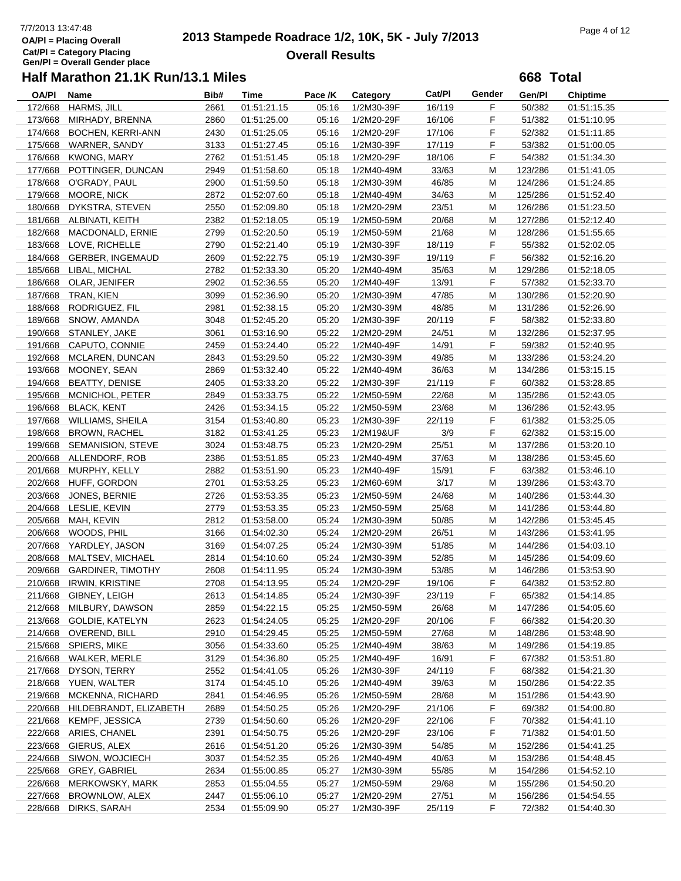# 2013 Stampede Roadrace 1/2, 10K, 5K - July 7/2013

## Overall Results

OA/Pl = Placing Overall
Cat/Pl = Category Placing
Gen/Pl = Overall Gender place

### Half Marathon 21.1K Run/13.1 Miles

**668 Total**

| OA/Pl | Name | Bib# | Time | Pace /K | Category | Cat/Pl | Gender | Gen/Pl | Chiptime |
|---|---|---|---|---|---|---|---|---|---|
| 172/668 | HARMS, JILL | 2661 | 01:51:21.15 | 05:16 | 1/2M30-39F | 16/119 | F | 50/382 | 01:51:15.35 |
| 173/668 | MIRHADY, BRENNA | 2860 | 01:51:25.00 | 05:16 | 1/2M20-29F | 16/106 | F | 51/382 | 01:51:10.95 |
| 174/668 | BOCHEN, KERRI-ANN | 2430 | 01:51:25.05 | 05:16 | 1/2M20-29F | 17/106 | F | 52/382 | 01:51:11.85 |
| 175/668 | WARNER, SANDY | 3133 | 01:51:27.45 | 05:16 | 1/2M30-39F | 17/119 | F | 53/382 | 01:51:00.05 |
| 176/668 | KWONG, MARY | 2762 | 01:51:51.45 | 05:18 | 1/2M20-29F | 18/106 | F | 54/382 | 01:51:34.30 |
| 177/668 | POTTINGER, DUNCAN | 2949 | 01:51:58.60 | 05:18 | 1/2M40-49M | 33/63 | M | 123/286 | 01:51:41.05 |
| 178/668 | O'GRADY, PAUL | 2900 | 01:51:59.50 | 05:18 | 1/2M30-39M | 46/85 | M | 124/286 | 01:51:24.85 |
| 179/668 | MOORE, NICK | 2872 | 01:52:07.60 | 05:18 | 1/2M40-49M | 34/63 | M | 125/286 | 01:51:52.40 |
| 180/668 | DYKSTRA, STEVEN | 2550 | 01:52:09.80 | 05:18 | 1/2M20-29M | 23/51 | M | 126/286 | 01:51:23.50 |
| 181/668 | ALBINATI, KEITH | 2382 | 01:52:18.05 | 05:19 | 1/2M50-59M | 20/68 | M | 127/286 | 01:52:12.40 |
| 182/668 | MACDONALD, ERNIE | 2799 | 01:52:20.50 | 05:19 | 1/2M50-59M | 21/68 | M | 128/286 | 01:51:55.65 |
| 183/668 | LOVE, RICHELLE | 2790 | 01:52:21.40 | 05:19 | 1/2M30-39F | 18/119 | F | 55/382 | 01:52:02.05 |
| 184/668 | GERBER, INGEMAUD | 2609 | 01:52:22.75 | 05:19 | 1/2M30-39F | 19/119 | F | 56/382 | 01:52:16.20 |
| 185/668 | LIBAL, MICHAL | 2782 | 01:52:33.30 | 05:20 | 1/2M40-49M | 35/63 | M | 129/286 | 01:52:18.05 |
| 186/668 | OLAR, JENIFER | 2902 | 01:52:36.55 | 05:20 | 1/2M40-49F | 13/91 | F | 57/382 | 01:52:33.70 |
| 187/668 | TRAN, KIEN | 3099 | 01:52:36.90 | 05:20 | 1/2M30-39M | 47/85 | M | 130/286 | 01:52:20.90 |
| 188/668 | RODRIGUEZ, FIL | 2981 | 01:52:38.15 | 05:20 | 1/2M30-39M | 48/85 | M | 131/286 | 01:52:26.90 |
| 189/668 | SNOW, AMANDA | 3048 | 01:52:45.20 | 05:20 | 1/2M30-39F | 20/119 | F | 58/382 | 01:52:33.80 |
| 190/668 | STANLEY, JAKE | 3061 | 01:53:16.90 | 05:22 | 1/2M20-29M | 24/51 | M | 132/286 | 01:52:37.95 |
| 191/668 | CAPUTO, CONNIE | 2459 | 01:53:24.40 | 05:22 | 1/2M40-49F | 14/91 | F | 59/382 | 01:52:40.95 |
| 192/668 | MCLAREN, DUNCAN | 2843 | 01:53:29.50 | 05:22 | 1/2M30-39M | 49/85 | M | 133/286 | 01:53:24.20 |
| 193/668 | MOONEY, SEAN | 2869 | 01:53:32.40 | 05:22 | 1/2M40-49M | 36/63 | M | 134/286 | 01:53:15.15 |
| 194/668 | BEATTY, DENISE | 2405 | 01:53:33.20 | 05:22 | 1/2M30-39F | 21/119 | F | 60/382 | 01:53:28.85 |
| 195/668 | MCNICHOL, PETER | 2849 | 01:53:33.75 | 05:22 | 1/2M50-59M | 22/68 | M | 135/286 | 01:52:43.05 |
| 196/668 | BLACK, KENT | 2426 | 01:53:34.15 | 05:22 | 1/2M50-59M | 23/68 | M | 136/286 | 01:52:43.95 |
| 197/668 | WILLIAMS, SHEILA | 3154 | 01:53:40.80 | 05:23 | 1/2M30-39F | 22/119 | F | 61/382 | 01:53:25.05 |
| 198/668 | BROWN, RACHEL | 3182 | 01:53:41.25 | 05:23 | 1/2M19&UF | 3/9 | F | 62/382 | 01:53:15.00 |
| 199/668 | SEMANISION, STEVE | 3024 | 01:53:48.75 | 05:23 | 1/2M20-29M | 25/51 | M | 137/286 | 01:53:20.10 |
| 200/668 | ALLENDORF, ROB | 2386 | 01:53:51.85 | 05:23 | 1/2M40-49M | 37/63 | M | 138/286 | 01:53:45.60 |
| 201/668 | MURPHY, KELLY | 2882 | 01:53:51.90 | 05:23 | 1/2M40-49F | 15/91 | F | 63/382 | 01:53:46.10 |
| 202/668 | HUFF, GORDON | 2701 | 01:53:53.25 | 05:23 | 1/2M60-69M | 3/17 | M | 139/286 | 01:53:43.70 |
| 203/668 | JONES, BERNIE | 2726 | 01:53:53.35 | 05:23 | 1/2M50-59M | 24/68 | M | 140/286 | 01:53:44.30 |
| 204/668 | LESLIE, KEVIN | 2779 | 01:53:53.35 | 05:23 | 1/2M50-59M | 25/68 | M | 141/286 | 01:53:44.80 |
| 205/668 | MAH, KEVIN | 2812 | 01:53:58.00 | 05:24 | 1/2M30-39M | 50/85 | M | 142/286 | 01:53:45.45 |
| 206/668 | WOODS, PHIL | 3166 | 01:54:02.30 | 05:24 | 1/2M20-29M | 26/51 | M | 143/286 | 01:53:41.95 |
| 207/668 | YARDLEY, JASON | 3169 | 01:54:07.25 | 05:24 | 1/2M30-39M | 51/85 | M | 144/286 | 01:54:03.10 |
| 208/668 | MALTSEV, MICHAEL | 2814 | 01:54:10.60 | 05:24 | 1/2M30-39M | 52/85 | M | 145/286 | 01:54:09.60 |
| 209/668 | GARDINER, TIMOTHY | 2608 | 01:54:11.95 | 05:24 | 1/2M30-39M | 53/85 | M | 146/286 | 01:53:53.90 |
| 210/668 | IRWIN, KRISTINE | 2708 | 01:54:13.95 | 05:24 | 1/2M20-29F | 19/106 | F | 64/382 | 01:53:52.80 |
| 211/668 | GIBNEY, LEIGH | 2613 | 01:54:14.85 | 05:24 | 1/2M30-39F | 23/119 | F | 65/382 | 01:54:14.85 |
| 212/668 | MILBURY, DAWSON | 2859 | 01:54:22.15 | 05:25 | 1/2M50-59M | 26/68 | M | 147/286 | 01:54:05.60 |
| 213/668 | GOLDIE, KATELYN | 2623 | 01:54:24.05 | 05:25 | 1/2M20-29F | 20/106 | F | 66/382 | 01:54:20.30 |
| 214/668 | OVEREND, BILL | 2910 | 01:54:29.45 | 05:25 | 1/2M50-59M | 27/68 | M | 148/286 | 01:53:48.90 |
| 215/668 | SPIERS, MIKE | 3056 | 01:54:33.60 | 05:25 | 1/2M40-49M | 38/63 | M | 149/286 | 01:54:19.85 |
| 216/668 | WALKER, MERLE | 3129 | 01:54:36.80 | 05:25 | 1/2M40-49F | 16/91 | F | 67/382 | 01:53:51.80 |
| 217/668 | DYSON, TERRY | 2552 | 01:54:41.05 | 05:26 | 1/2M30-39F | 24/119 | F | 68/382 | 01:54:21.30 |
| 218/668 | YUEN, WALTER | 3174 | 01:54:45.10 | 05:26 | 1/2M40-49M | 39/63 | M | 150/286 | 01:54:22.35 |
| 219/668 | MCKENNA, RICHARD | 2841 | 01:54:46.95 | 05:26 | 1/2M50-59M | 28/68 | M | 151/286 | 01:54:43.90 |
| 220/668 | HILDEBRANDT, ELIZABETH | 2689 | 01:54:50.25 | 05:26 | 1/2M20-29F | 21/106 | F | 69/382 | 01:54:00.80 |
| 221/668 | KEMPF, JESSICA | 2739 | 01:54:50.60 | 05:26 | 1/2M20-29F | 22/106 | F | 70/382 | 01:54:41.10 |
| 222/668 | ARIES, CHANEL | 2391 | 01:54:50.75 | 05:26 | 1/2M20-29F | 23/106 | F | 71/382 | 01:54:01.50 |
| 223/668 | GIERUS, ALEX | 2616 | 01:54:51.20 | 05:26 | 1/2M30-39M | 54/85 | M | 152/286 | 01:54:41.25 |
| 224/668 | SIWON, WOJCIECH | 3037 | 01:54:52.35 | 05:26 | 1/2M40-49M | 40/63 | M | 153/286 | 01:54:48.45 |
| 225/668 | GREY, GABRIEL | 2634 | 01:55:00.85 | 05:27 | 1/2M30-39M | 55/85 | M | 154/286 | 01:54:52.10 |
| 226/668 | MERKOWSKY, MARK | 2853 | 01:55:04.55 | 05:27 | 1/2M50-59M | 29/68 | M | 155/286 | 01:54:50.20 |
| 227/668 | BROWNLOW, ALEX | 2447 | 01:55:06.10 | 05:27 | 1/2M20-29M | 27/51 | M | 156/286 | 01:54:54.55 |
| 228/668 | DIRKS, SARAH | 2534 | 01:55:09.90 | 05:27 | 1/2M30-39F | 25/119 | F | 72/382 | 01:54:40.30 |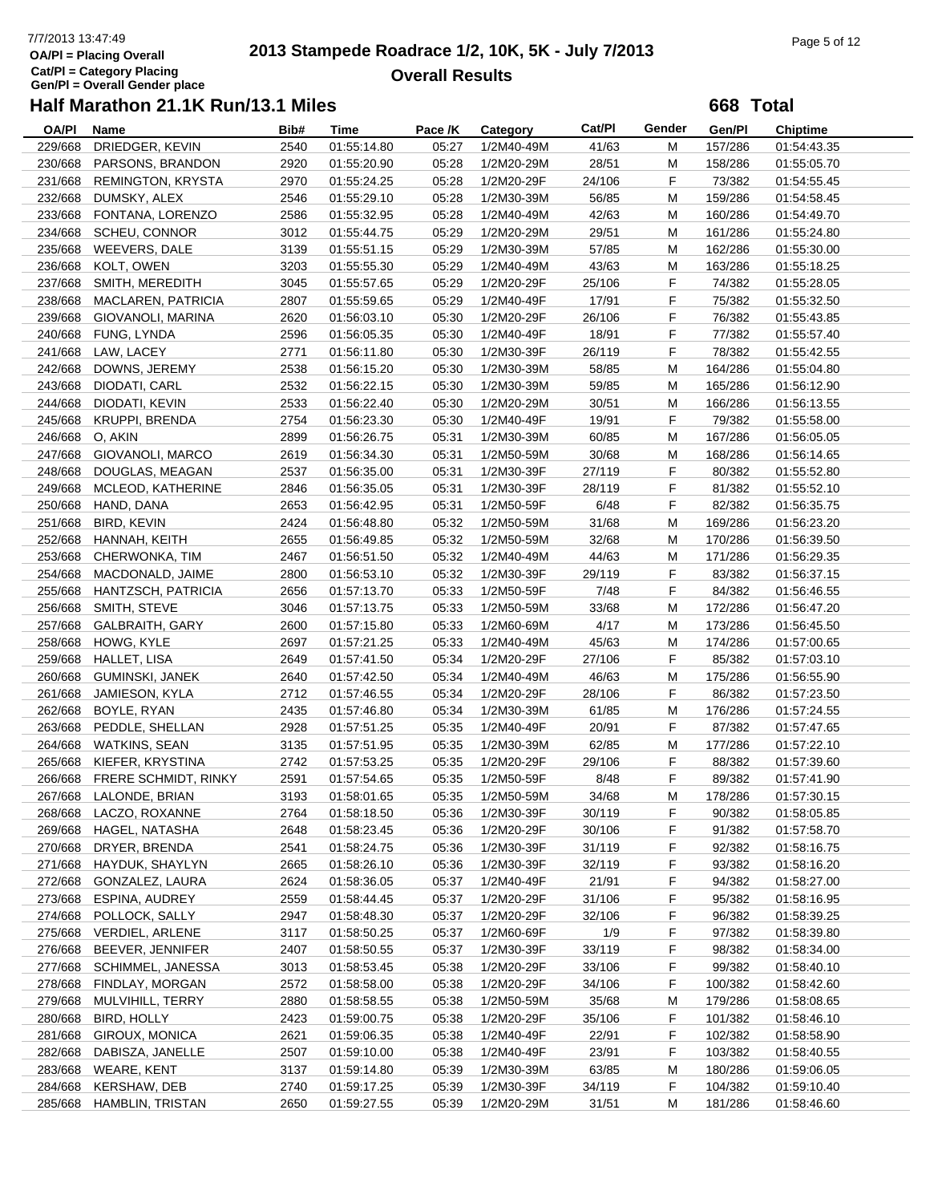7/7/2013 13:47:49
OA/Pl = Placing Overall
Cat/Pl = Category Placing
Gen/Pl = Overall Gender place

# 2013 Stampede Roadrace 1/2, 10K, 5K - July 7/2013

## Overall Results

### Half Marathon 21.1K Run/13.1 Miles

**668 Total**

| OA/Pl | Name | Bib# | Time | Pace /K | Category | Cat/Pl | Gender | Gen/Pl | Chiptime |
|---|---|---|---|---|---|---|---|---|---|
| 229/668 | DRIEDGER, KEVIN | 2540 | 01:55:14.80 | 05:27 | 1/2M40-49M | 41/63 | M | 157/286 | 01:54:43.35 |
| 230/668 | PARSONS, BRANDON | 2920 | 01:55:20.90 | 05:28 | 1/2M20-29M | 28/51 | M | 158/286 | 01:55:05.70 |
| 231/668 | REMINGTON, KRYSTA | 2970 | 01:55:24.25 | 05:28 | 1/2M20-29F | 24/106 | F | 73/382 | 01:54:55.45 |
| 232/668 | DUMSKY, ALEX | 2546 | 01:55:29.10 | 05:28 | 1/2M30-39M | 56/85 | M | 159/286 | 01:54:58.45 |
| 233/668 | FONTANA, LORENZO | 2586 | 01:55:32.95 | 05:28 | 1/2M40-49M | 42/63 | M | 160/286 | 01:54:49.70 |
| 234/668 | SCHEU, CONNOR | 3012 | 01:55:44.75 | 05:29 | 1/2M20-29M | 29/51 | M | 161/286 | 01:55:24.80 |
| 235/668 | WEEVERS, DALE | 3139 | 01:55:51.15 | 05:29 | 1/2M30-39M | 57/85 | M | 162/286 | 01:55:30.00 |
| 236/668 | KOLT, OWEN | 3203 | 01:55:55.30 | 05:29 | 1/2M40-49M | 43/63 | M | 163/286 | 01:55:18.25 |
| 237/668 | SMITH, MEREDITH | 3045 | 01:55:57.65 | 05:29 | 1/2M20-29F | 25/106 | F | 74/382 | 01:55:28.05 |
| 238/668 | MACLAREN, PATRICIA | 2807 | 01:55:59.65 | 05:29 | 1/2M40-49F | 17/91 | F | 75/382 | 01:55:32.50 |
| 239/668 | GIOVANOLI, MARINA | 2620 | 01:56:03.10 | 05:30 | 1/2M20-29F | 26/106 | F | 76/382 | 01:55:43.85 |
| 240/668 | FUNG, LYNDA | 2596 | 01:56:05.35 | 05:30 | 1/2M40-49F | 18/91 | F | 77/382 | 01:55:57.40 |
| 241/668 | LAW, LACEY | 2771 | 01:56:11.80 | 05:30 | 1/2M30-39F | 26/119 | F | 78/382 | 01:55:42.55 |
| 242/668 | DOWNS, JEREMY | 2538 | 01:56:15.20 | 05:30 | 1/2M30-39M | 58/85 | M | 164/286 | 01:55:04.80 |
| 243/668 | DIODATI, CARL | 2532 | 01:56:22.15 | 05:30 | 1/2M30-39M | 59/85 | M | 165/286 | 01:56:12.90 |
| 244/668 | DIODATI, KEVIN | 2533 | 01:56:22.40 | 05:30 | 1/2M20-29M | 30/51 | M | 166/286 | 01:56:13.55 |
| 245/668 | KRUPPI, BRENDA | 2754 | 01:56:23.30 | 05:30 | 1/2M40-49F | 19/91 | F | 79/382 | 01:55:58.00 |
| 246/668 | O, AKIN | 2899 | 01:56:26.75 | 05:31 | 1/2M30-39M | 60/85 | M | 167/286 | 01:56:05.05 |
| 247/668 | GIOVANOLI, MARCO | 2619 | 01:56:34.30 | 05:31 | 1/2M50-59M | 30/68 | M | 168/286 | 01:56:14.65 |
| 248/668 | DOUGLAS, MEAGAN | 2537 | 01:56:35.00 | 05:31 | 1/2M30-39F | 27/119 | F | 80/382 | 01:55:52.80 |
| 249/668 | MCLEOD, KATHERINE | 2846 | 01:56:35.05 | 05:31 | 1/2M30-39F | 28/119 | F | 81/382 | 01:55:52.10 |
| 250/668 | HAND, DANA | 2653 | 01:56:42.95 | 05:31 | 1/2M50-59F | 6/48 | F | 82/382 | 01:56:35.75 |
| 251/668 | BIRD, KEVIN | 2424 | 01:56:48.80 | 05:32 | 1/2M50-59M | 31/68 | M | 169/286 | 01:56:23.20 |
| 252/668 | HANNAH, KEITH | 2655 | 01:56:49.85 | 05:32 | 1/2M50-59M | 32/68 | M | 170/286 | 01:56:39.50 |
| 253/668 | CHERWONKA, TIM | 2467 | 01:56:51.50 | 05:32 | 1/2M40-49M | 44/63 | M | 171/286 | 01:56:29.35 |
| 254/668 | MACDONALD, JAIME | 2800 | 01:56:53.10 | 05:32 | 1/2M30-39F | 29/119 | F | 83/382 | 01:56:37.15 |
| 255/668 | HANTZSCH, PATRICIA | 2656 | 01:57:13.70 | 05:33 | 1/2M50-59F | 7/48 | F | 84/382 | 01:56:46.55 |
| 256/668 | SMITH, STEVE | 3046 | 01:57:13.75 | 05:33 | 1/2M50-59M | 33/68 | M | 172/286 | 01:56:47.20 |
| 257/668 | GALBRAITH, GARY | 2600 | 01:57:15.80 | 05:33 | 1/2M60-69M | 4/17 | M | 173/286 | 01:56:45.50 |
| 258/668 | HOWG, KYLE | 2697 | 01:57:21.25 | 05:33 | 1/2M40-49M | 45/63 | M | 174/286 | 01:57:00.65 |
| 259/668 | HALLET, LISA | 2649 | 01:57:41.50 | 05:34 | 1/2M20-29F | 27/106 | F | 85/382 | 01:57:03.10 |
| 260/668 | GUMINSKI, JANEK | 2640 | 01:57:42.50 | 05:34 | 1/2M40-49M | 46/63 | M | 175/286 | 01:56:55.90 |
| 261/668 | JAMIESON, KYLA | 2712 | 01:57:46.55 | 05:34 | 1/2M20-29F | 28/106 | F | 86/382 | 01:57:23.50 |
| 262/668 | BOYLE, RYAN | 2435 | 01:57:46.80 | 05:34 | 1/2M30-39M | 61/85 | M | 176/286 | 01:57:24.55 |
| 263/668 | PEDDLE, SHELLAN | 2928 | 01:57:51.25 | 05:35 | 1/2M40-49F | 20/91 | F | 87/382 | 01:57:47.65 |
| 264/668 | WATKINS, SEAN | 3135 | 01:57:51.95 | 05:35 | 1/2M30-39M | 62/85 | M | 177/286 | 01:57:22.10 |
| 265/668 | KIEFER, KRYSTINA | 2742 | 01:57:53.25 | 05:35 | 1/2M20-29F | 29/106 | F | 88/382 | 01:57:39.60 |
| 266/668 | FRERE SCHMIDT, RINKY | 2591 | 01:57:54.65 | 05:35 | 1/2M50-59F | 8/48 | F | 89/382 | 01:57:41.90 |
| 267/668 | LALONDE, BRIAN | 3193 | 01:58:01.65 | 05:35 | 1/2M50-59M | 34/68 | M | 178/286 | 01:57:30.15 |
| 268/668 | LACZO, ROXANNE | 2764 | 01:58:18.50 | 05:36 | 1/2M30-39F | 30/119 | F | 90/382 | 01:58:05.85 |
| 269/668 | HAGEL, NATASHA | 2648 | 01:58:23.45 | 05:36 | 1/2M20-29F | 30/106 | F | 91/382 | 01:57:58.70 |
| 270/668 | DRYER, BRENDA | 2541 | 01:58:24.75 | 05:36 | 1/2M30-39F | 31/119 | F | 92/382 | 01:58:16.75 |
| 271/668 | HAYDUK, SHAYLYN | 2665 | 01:58:26.10 | 05:36 | 1/2M30-39F | 32/119 | F | 93/382 | 01:58:16.20 |
| 272/668 | GONZALEZ, LAURA | 2624 | 01:58:36.05 | 05:37 | 1/2M40-49F | 21/91 | F | 94/382 | 01:58:27.00 |
| 273/668 | ESPINA, AUDREY | 2559 | 01:58:44.45 | 05:37 | 1/2M20-29F | 31/106 | F | 95/382 | 01:58:16.95 |
| 274/668 | POLLOCK, SALLY | 2947 | 01:58:48.30 | 05:37 | 1/2M20-29F | 32/106 | F | 96/382 | 01:58:39.25 |
| 275/668 | VERDIEL, ARLENE | 3117 | 01:58:50.25 | 05:37 | 1/2M60-69F | 1/9 | F | 97/382 | 01:58:39.80 |
| 276/668 | BEEVER, JENNIFER | 2407 | 01:58:50.55 | 05:37 | 1/2M30-39F | 33/119 | F | 98/382 | 01:58:34.00 |
| 277/668 | SCHIMMEL, JANESSA | 3013 | 01:58:53.45 | 05:38 | 1/2M20-29F | 33/106 | F | 99/382 | 01:58:40.10 |
| 278/668 | FINDLAY, MORGAN | 2572 | 01:58:58.00 | 05:38 | 1/2M20-29F | 34/106 | F | 100/382 | 01:58:42.60 |
| 279/668 | MULVIHILL, TERRY | 2880 | 01:58:58.55 | 05:38 | 1/2M50-59M | 35/68 | M | 179/286 | 01:58:08.65 |
| 280/668 | BIRD, HOLLY | 2423 | 01:59:00.75 | 05:38 | 1/2M20-29F | 35/106 | F | 101/382 | 01:58:46.10 |
| 281/668 | GIROUX, MONICA | 2621 | 01:59:06.35 | 05:38 | 1/2M40-49F | 22/91 | F | 102/382 | 01:58:58.90 |
| 282/668 | DABISZA, JANELLE | 2507 | 01:59:10.00 | 05:38 | 1/2M40-49F | 23/91 | F | 103/382 | 01:58:40.55 |
| 283/668 | WEARE, KENT | 3137 | 01:59:14.80 | 05:39 | 1/2M30-39M | 63/85 | M | 180/286 | 01:59:06.05 |
| 284/668 | KERSHAW, DEB | 2740 | 01:59:17.25 | 05:39 | 1/2M30-39F | 34/119 | F | 104/382 | 01:59:10.40 |
| 285/668 | HAMBLIN, TRISTAN | 2650 | 01:59:27.55 | 05:39 | 1/2M20-29M | 31/51 | M | 181/286 | 01:58:46.60 |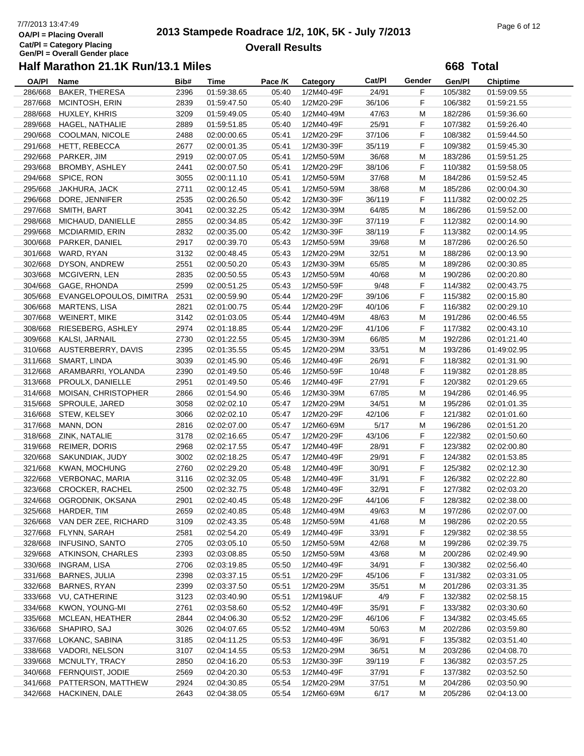# 2013 Stampede Roadrace 1/2, 10K, 5K - July 7/2013

## Overall Results

OA/Pl = Placing Overall
Cat/Pl = Category Placing
Gen/Pl = Overall Gender place

### Half Marathon 21.1K Run/13.1 Miles

**668 Total**

| OA/Pl | Name | Bib# | Time | Pace /K | Category | Cat/Pl | Gender | Gen/Pl | Chiptime |
|---|---|---|---|---|---|---|---|---|---|
| 286/668 | BAKER, THERESA | 2396 | 01:59:38.65 | 05:40 | 1/2M40-49F | 24/91 | F | 105/382 | 01:59:09.55 |
| 287/668 | MCINTOSH, ERIN | 2839 | 01:59:47.50 | 05:40 | 1/2M20-29F | 36/106 | F | 106/382 | 01:59:21.55 |
| 288/668 | HUXLEY, KHRIS | 3209 | 01:59:49.05 | 05:40 | 1/2M40-49M | 47/63 | M | 182/286 | 01:59:36.60 |
| 289/668 | HAGEL, NATHALIE | 2889 | 01:59:51.85 | 05:40 | 1/2M40-49F | 25/91 | F | 107/382 | 01:59:26.40 |
| 290/668 | COOLMAN, NICOLE | 2488 | 02:00:00.65 | 05:41 | 1/2M20-29F | 37/106 | F | 108/382 | 01:59:44.50 |
| 291/668 | HETT, REBECCA | 2677 | 02:00:01.35 | 05:41 | 1/2M30-39F | 35/119 | F | 109/382 | 01:59:45.30 |
| 292/668 | PARKER, JIM | 2919 | 02:00:07.05 | 05:41 | 1/2M50-59M | 36/68 | M | 183/286 | 01:59:51.25 |
| 293/668 | BROMBY, ASHLEY | 2441 | 02:00:07.50 | 05:41 | 1/2M20-29F | 38/106 | F | 110/382 | 01:59:58.05 |
| 294/668 | SPICE, RON | 3055 | 02:00:11.10 | 05:41 | 1/2M50-59M | 37/68 | M | 184/286 | 01:59:52.45 |
| 295/668 | JAKHURA, JACK | 2711 | 02:00:12.45 | 05:41 | 1/2M50-59M | 38/68 | M | 185/286 | 02:00:04.30 |
| 296/668 | DORE, JENNIFER | 2535 | 02:00:26.50 | 05:42 | 1/2M30-39F | 36/119 | F | 111/382 | 02:00:02.25 |
| 297/668 | SMITH, BART | 3041 | 02:00:32.25 | 05:42 | 1/2M30-39M | 64/85 | M | 186/286 | 01:59:52.00 |
| 298/668 | MICHAUD, DANIELLE | 2855 | 02:00:34.85 | 05:42 | 1/2M30-39F | 37/119 | F | 112/382 | 02:00:14.90 |
| 299/668 | MCDIARMID, ERIN | 2832 | 02:00:35.00 | 05:42 | 1/2M30-39F | 38/119 | F | 113/382 | 02:00:14.95 |
| 300/668 | PARKER, DANIEL | 2917 | 02:00:39.70 | 05:43 | 1/2M50-59M | 39/68 | M | 187/286 | 02:00:26.50 |
| 301/668 | WARD, RYAN | 3132 | 02:00:48.45 | 05:43 | 1/2M20-29M | 32/51 | M | 188/286 | 02:00:13.90 |
| 302/668 | DYSON, ANDREW | 2551 | 02:00:50.20 | 05:43 | 1/2M30-39M | 65/85 | M | 189/286 | 02:00:30.85 |
| 303/668 | MCGIVERN, LEN | 2835 | 02:00:50.55 | 05:43 | 1/2M50-59M | 40/68 | M | 190/286 | 02:00:20.80 |
| 304/668 | GAGE, RHONDA | 2599 | 02:00:51.25 | 05:43 | 1/2M50-59F | 9/48 | F | 114/382 | 02:00:43.75 |
| 305/668 | EVANGELOPOULOS, DIMITRA | 2531 | 02:00:59.90 | 05:44 | 1/2M20-29F | 39/106 | F | 115/382 | 02:00:15.80 |
| 306/668 | MARTENS, LISA | 2821 | 02:01:00.75 | 05:44 | 1/2M20-29F | 40/106 | F | 116/382 | 02:00:29.10 |
| 307/668 | WEINERT, MIKE | 3142 | 02:01:03.05 | 05:44 | 1/2M40-49M | 48/63 | M | 191/286 | 02:00:46.55 |
| 308/668 | RIESEBERG, ASHLEY | 2974 | 02:01:18.85 | 05:44 | 1/2M20-29F | 41/106 | F | 117/382 | 02:00:43.10 |
| 309/668 | KALSI, JARNAIL | 2730 | 02:01:22.55 | 05:45 | 1/2M30-39M | 66/85 | M | 192/286 | 02:01:21.40 |
| 310/668 | AUSTERBERRY, DAVIS | 2395 | 02:01:35.55 | 05:45 | 1/2M20-29M | 33/51 | M | 193/286 | 01:49:02.95 |
| 311/668 | SMART, LINDA | 3039 | 02:01:45.90 | 05:46 | 1/2M40-49F | 26/91 | F | 118/382 | 02:01:31.90 |
| 312/668 | ARAMBARRI, YOLANDA | 2390 | 02:01:49.50 | 05:46 | 1/2M50-59F | 10/48 | F | 119/382 | 02:01:28.85 |
| 313/668 | PROULX, DANIELLE | 2951 | 02:01:49.50 | 05:46 | 1/2M40-49F | 27/91 | F | 120/382 | 02:01:29.65 |
| 314/668 | MOISAN, CHRISTOPHER | 2866 | 02:01:54.90 | 05:46 | 1/2M30-39M | 67/85 | M | 194/286 | 02:01:46.95 |
| 315/668 | SPROULE, JARED | 3058 | 02:02:02.10 | 05:47 | 1/2M20-29M | 34/51 | M | 195/286 | 02:01:01.35 |
| 316/668 | STEW, KELSEY | 3066 | 02:02:02.10 | 05:47 | 1/2M20-29F | 42/106 | F | 121/382 | 02:01:01.60 |
| 317/668 | MANN, DON | 2816 | 02:02:07.00 | 05:47 | 1/2M60-69M | 5/17 | M | 196/286 | 02:01:51.20 |
| 318/668 | ZINK, NATALIE | 3178 | 02:02:16.65 | 05:47 | 1/2M20-29F | 43/106 | F | 122/382 | 02:01:50.60 |
| 319/668 | REIMER, DORIS | 2968 | 02:02:17.55 | 05:47 | 1/2M40-49F | 28/91 | F | 123/382 | 02:02:00.80 |
| 320/668 | SAKUNDIAK, JUDY | 3002 | 02:02:18.25 | 05:47 | 1/2M40-49F | 29/91 | F | 124/382 | 02:01:53.85 |
| 321/668 | KWAN, MOCHUNG | 2760 | 02:02:29.20 | 05:48 | 1/2M40-49F | 30/91 | F | 125/382 | 02:02:12.30 |
| 322/668 | VERBONAC, MARIA | 3116 | 02:02:32.05 | 05:48 | 1/2M40-49F | 31/91 | F | 126/382 | 02:02:22.80 |
| 323/668 | CROCKER, RACHEL | 2500 | 02:02:32.75 | 05:48 | 1/2M40-49F | 32/91 | F | 127/382 | 02:02:03.20 |
| 324/668 | OGRODNIK, OKSANA | 2901 | 02:02:40.45 | 05:48 | 1/2M20-29F | 44/106 | F | 128/382 | 02:02:38.00 |
| 325/668 | HARDER, TIM | 2659 | 02:02:40.85 | 05:48 | 1/2M40-49M | 49/63 | M | 197/286 | 02:02:07.00 |
| 326/668 | VAN DER ZEE, RICHARD | 3109 | 02:02:43.35 | 05:48 | 1/2M50-59M | 41/68 | M | 198/286 | 02:02:20.55 |
| 327/668 | FLYNN, SARAH | 2581 | 02:02:54.20 | 05:49 | 1/2M40-49F | 33/91 | F | 129/382 | 02:02:38.55 |
| 328/668 | INFUSINO, SANTO | 2705 | 02:03:05.10 | 05:50 | 1/2M50-59M | 42/68 | M | 199/286 | 02:02:39.75 |
| 329/668 | ATKINSON, CHARLES | 2393 | 02:03:08.85 | 05:50 | 1/2M50-59M | 43/68 | M | 200/286 | 02:02:49.90 |
| 330/668 | INGRAM, LISA | 2706 | 02:03:19.85 | 05:50 | 1/2M40-49F | 34/91 | F | 130/382 | 02:02:56.40 |
| 331/668 | BARNES, JULIA | 2398 | 02:03:37.15 | 05:51 | 1/2M20-29F | 45/106 | F | 131/382 | 02:03:31.05 |
| 332/668 | BARNES, RYAN | 2399 | 02:03:37.50 | 05:51 | 1/2M20-29M | 35/51 | M | 201/286 | 02:03:31.35 |
| 333/668 | VU, CATHERINE | 3123 | 02:03:40.90 | 05:51 | 1/2M19&UF | 4/9 | F | 132/382 | 02:02:58.15 |
| 334/668 | KWON, YOUNG-MI | 2761 | 02:03:58.60 | 05:52 | 1/2M40-49F | 35/91 | F | 133/382 | 02:03:30.60 |
| 335/668 | MCLEAN, HEATHER | 2844 | 02:04:06.30 | 05:52 | 1/2M20-29F | 46/106 | F | 134/382 | 02:03:45.65 |
| 336/668 | SHAPIRO, SAJ | 3026 | 02:04:07.65 | 05:52 | 1/2M40-49M | 50/63 | M | 202/286 | 02:03:59.80 |
| 337/668 | LOKANC, SABINA | 3185 | 02:04:11.25 | 05:53 | 1/2M40-49F | 36/91 | F | 135/382 | 02:03:51.40 |
| 338/668 | VADORI, NELSON | 3107 | 02:04:14.55 | 05:53 | 1/2M20-29M | 36/51 | M | 203/286 | 02:04:08.70 |
| 339/668 | MCNULTY, TRACY | 2850 | 02:04:16.20 | 05:53 | 1/2M30-39F | 39/119 | F | 136/382 | 02:03:57.25 |
| 340/668 | FERNQUIST, JODIE | 2569 | 02:04:20.30 | 05:53 | 1/2M40-49F | 37/91 | F | 137/382 | 02:03:52.50 |
| 341/668 | PATTERSON, MATTHEW | 2924 | 02:04:30.85 | 05:54 | 1/2M20-29M | 37/51 | M | 204/286 | 02:03:50.90 |
| 342/668 | HACKINEN, DALE | 2643 | 02:04:38.05 | 05:54 | 1/2M60-69M | 6/17 | M | 205/286 | 02:04:13.00 |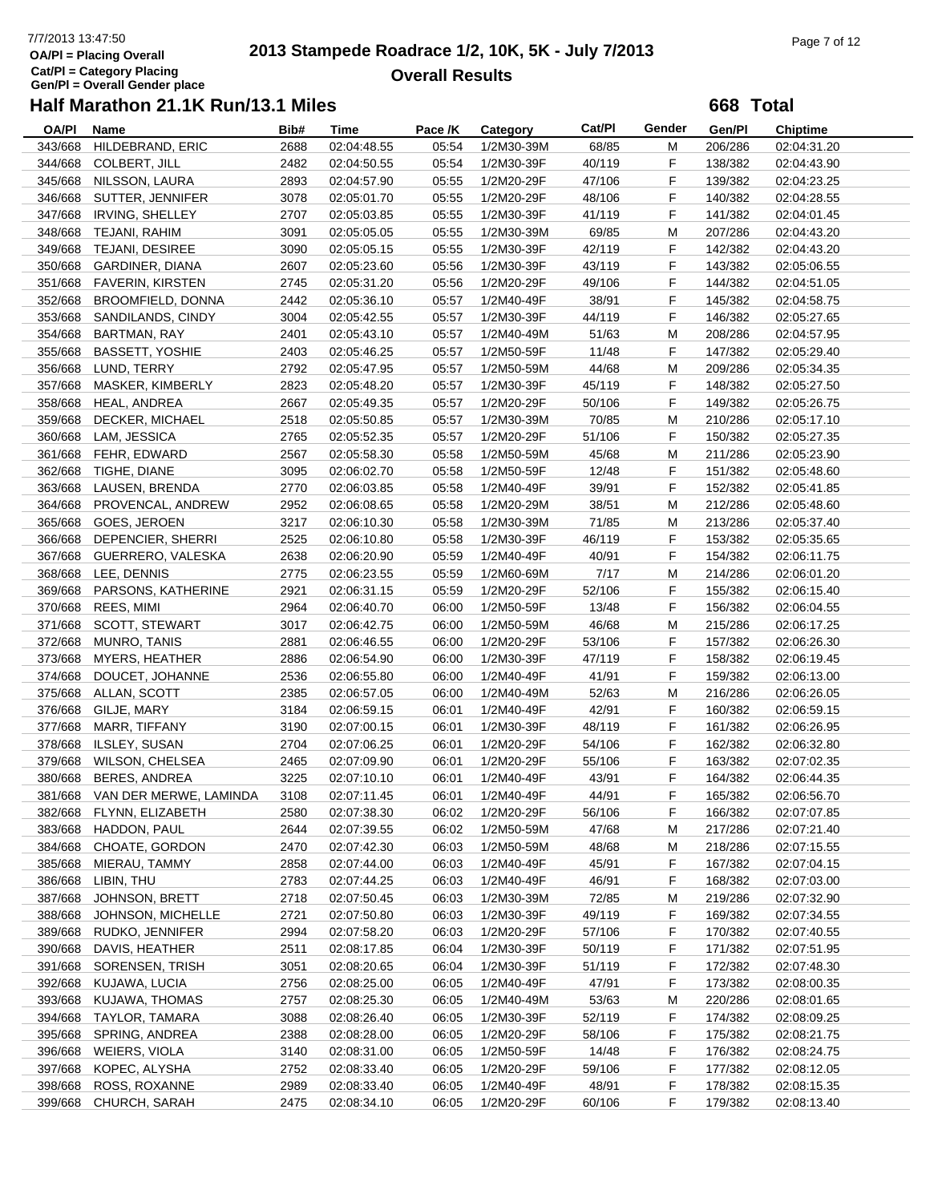7/7/2013 13:47:50
OA/Pl = Placing Overall
Cat/Pl = Category Placing
Gen/Pl = Overall Gender place

# 2013 Stampede Roadrace 1/2, 10K, 5K - July 7/2013

## Overall Results

### Half Marathon 21.1K Run/13.1 Miles

**668 Total**

| OA/Pl | Name | Bib# | Time | Pace /K | Category | Cat/Pl | Gender | Gen/Pl | Chiptime |
|---|---|---|---|---|---|---|---|---|---|
| 343/668 | HILDEBRAND, ERIC | 2688 | 02:04:48.55 | 05:54 | 1/2M30-39M | 68/85 | M | 206/286 | 02:04:31.20 |
| 344/668 | COLBERT, JILL | 2482 | 02:04:50.55 | 05:54 | 1/2M30-39F | 40/119 | F | 138/382 | 02:04:43.90 |
| 345/668 | NILSSON, LAURA | 2893 | 02:04:57.90 | 05:55 | 1/2M20-29F | 47/106 | F | 139/382 | 02:04:23.25 |
| 346/668 | SUTTER, JENNIFER | 3078 | 02:05:01.70 | 05:55 | 1/2M20-29F | 48/106 | F | 140/382 | 02:04:28.55 |
| 347/668 | IRVING, SHELLEY | 2707 | 02:05:03.85 | 05:55 | 1/2M30-39F | 41/119 | F | 141/382 | 02:04:01.45 |
| 348/668 | TEJANI, RAHIM | 3091 | 02:05:05.05 | 05:55 | 1/2M30-39M | 69/85 | M | 207/286 | 02:04:43.20 |
| 349/668 | TEJANI, DESIREE | 3090 | 02:05:05.15 | 05:55 | 1/2M30-39F | 42/119 | F | 142/382 | 02:04:43.20 |
| 350/668 | GARDINER, DIANA | 2607 | 02:05:23.60 | 05:56 | 1/2M30-39F | 43/119 | F | 143/382 | 02:05:06.55 |
| 351/668 | FAVERIN, KIRSTEN | 2745 | 02:05:31.20 | 05:56 | 1/2M20-29F | 49/106 | F | 144/382 | 02:04:51.05 |
| 352/668 | BROOMFIELD, DONNA | 2442 | 02:05:36.10 | 05:57 | 1/2M40-49F | 38/91 | F | 145/382 | 02:04:58.75 |
| 353/668 | SANDILANDS, CINDY | 3004 | 02:05:42.55 | 05:57 | 1/2M30-39F | 44/119 | F | 146/382 | 02:05:27.65 |
| 354/668 | BARTMAN, RAY | 2401 | 02:05:43.10 | 05:57 | 1/2M40-49M | 51/63 | M | 208/286 | 02:04:57.95 |
| 355/668 | BASSETT, YOSHIE | 2403 | 02:05:46.25 | 05:57 | 1/2M50-59F | 11/48 | F | 147/382 | 02:05:29.40 |
| 356/668 | LUND, TERRY | 2792 | 02:05:47.95 | 05:57 | 1/2M50-59M | 44/68 | M | 209/286 | 02:05:34.35 |
| 357/668 | MASKER, KIMBERLY | 2823 | 02:05:48.20 | 05:57 | 1/2M30-39F | 45/119 | F | 148/382 | 02:05:27.50 |
| 358/668 | HEAL, ANDREA | 2667 | 02:05:49.35 | 05:57 | 1/2M20-29F | 50/106 | F | 149/382 | 02:05:26.75 |
| 359/668 | DECKER, MICHAEL | 2518 | 02:05:50.85 | 05:57 | 1/2M30-39M | 70/85 | M | 210/286 | 02:05:17.10 |
| 360/668 | LAM, JESSICA | 2765 | 02:05:52.35 | 05:57 | 1/2M20-29F | 51/106 | F | 150/382 | 02:05:27.35 |
| 361/668 | FEHR, EDWARD | 2567 | 02:05:58.30 | 05:58 | 1/2M50-59M | 45/68 | M | 211/286 | 02:05:23.90 |
| 362/668 | TIGHE, DIANE | 3095 | 02:06:02.70 | 05:58 | 1/2M50-59F | 12/48 | F | 151/382 | 02:05:48.60 |
| 363/668 | LAUSEN, BRENDA | 2770 | 02:06:03.85 | 05:58 | 1/2M40-49F | 39/91 | F | 152/382 | 02:05:41.85 |
| 364/668 | PROVENCAL, ANDREW | 2952 | 02:06:08.65 | 05:58 | 1/2M20-29M | 38/51 | M | 212/286 | 02:05:48.60 |
| 365/668 | GOES, JEROEN | 3217 | 02:06:10.30 | 05:58 | 1/2M30-39M | 71/85 | M | 213/286 | 02:05:37.40 |
| 366/668 | DEPENCIER, SHERRI | 2525 | 02:06:10.80 | 05:58 | 1/2M30-39F | 46/119 | F | 153/382 | 02:05:35.65 |
| 367/668 | GUERRERO, VALESKA | 2638 | 02:06:20.90 | 05:59 | 1/2M40-49F | 40/91 | F | 154/382 | 02:06:11.75 |
| 368/668 | LEE, DENNIS | 2775 | 02:06:23.55 | 05:59 | 1/2M60-69M | 7/17 | M | 214/286 | 02:06:01.20 |
| 369/668 | PARSONS, KATHERINE | 2921 | 02:06:31.15 | 05:59 | 1/2M20-29F | 52/106 | F | 155/382 | 02:06:15.40 |
| 370/668 | REES, MIMI | 2964 | 02:06:40.70 | 06:00 | 1/2M50-59F | 13/48 | F | 156/382 | 02:06:04.55 |
| 371/668 | SCOTT, STEWART | 3017 | 02:06:42.75 | 06:00 | 1/2M50-59M | 46/68 | M | 215/286 | 02:06:17.25 |
| 372/668 | MUNRO, TANIS | 2881 | 02:06:46.55 | 06:00 | 1/2M20-29F | 53/106 | F | 157/382 | 02:06:26.30 |
| 373/668 | MYERS, HEATHER | 2886 | 02:06:54.90 | 06:00 | 1/2M30-39F | 47/119 | F | 158/382 | 02:06:19.45 |
| 374/668 | DOUCET, JOHANNE | 2536 | 02:06:55.80 | 06:00 | 1/2M40-49F | 41/91 | F | 159/382 | 02:06:13.00 |
| 375/668 | ALLAN, SCOTT | 2385 | 02:06:57.05 | 06:00 | 1/2M40-49M | 52/63 | M | 216/286 | 02:06:26.05 |
| 376/668 | GILJE, MARY | 3184 | 02:06:59.15 | 06:01 | 1/2M40-49F | 42/91 | F | 160/382 | 02:06:59.15 |
| 377/668 | MARR, TIFFANY | 3190 | 02:07:00.15 | 06:01 | 1/2M30-39F | 48/119 | F | 161/382 | 02:06:26.95 |
| 378/668 | ILSLEY, SUSAN | 2704 | 02:07:06.25 | 06:01 | 1/2M20-29F | 54/106 | F | 162/382 | 02:06:32.80 |
| 379/668 | WILSON, CHELSEA | 2465 | 02:07:09.90 | 06:01 | 1/2M20-29F | 55/106 | F | 163/382 | 02:07:02.35 |
| 380/668 | BERES, ANDREA | 3225 | 02:07:10.10 | 06:01 | 1/2M40-49F | 43/91 | F | 164/382 | 02:06:44.35 |
| 381/668 | VAN DER MERWE, LAMINDA | 3108 | 02:07:11.45 | 06:01 | 1/2M40-49F | 44/91 | F | 165/382 | 02:06:56.70 |
| 382/668 | FLYNN, ELIZABETH | 2580 | 02:07:38.30 | 06:02 | 1/2M20-29F | 56/106 | F | 166/382 | 02:07:07.85 |
| 383/668 | HADDON, PAUL | 2644 | 02:07:39.55 | 06:02 | 1/2M50-59M | 47/68 | M | 217/286 | 02:07:21.40 |
| 384/668 | CHOATE, GORDON | 2470 | 02:07:42.30 | 06:03 | 1/2M50-59M | 48/68 | M | 218/286 | 02:07:15.55 |
| 385/668 | MIERAU, TAMMY | 2858 | 02:07:44.00 | 06:03 | 1/2M40-49F | 45/91 | F | 167/382 | 02:07:04.15 |
| 386/668 | LIBIN, THU | 2783 | 02:07:44.25 | 06:03 | 1/2M40-49F | 46/91 | F | 168/382 | 02:07:03.00 |
| 387/668 | JOHNSON, BRETT | 2718 | 02:07:50.45 | 06:03 | 1/2M30-39M | 72/85 | M | 219/286 | 02:07:32.90 |
| 388/668 | JOHNSON, MICHELLE | 2721 | 02:07:50.80 | 06:03 | 1/2M30-39F | 49/119 | F | 169/382 | 02:07:34.55 |
| 389/668 | RUDKO, JENNIFER | 2994 | 02:07:58.20 | 06:03 | 1/2M20-29F | 57/106 | F | 170/382 | 02:07:40.55 |
| 390/668 | DAVIS, HEATHER | 2511 | 02:08:17.85 | 06:04 | 1/2M30-39F | 50/119 | F | 171/382 | 02:07:51.95 |
| 391/668 | SORENSEN, TRISH | 3051 | 02:08:20.65 | 06:04 | 1/2M30-39F | 51/119 | F | 172/382 | 02:07:48.30 |
| 392/668 | KUJAWA, LUCIA | 2756 | 02:08:25.00 | 06:05 | 1/2M40-49F | 47/91 | F | 173/382 | 02:08:00.35 |
| 393/668 | KUJAWA, THOMAS | 2757 | 02:08:25.30 | 06:05 | 1/2M40-49M | 53/63 | M | 220/286 | 02:08:01.65 |
| 394/668 | TAYLOR, TAMARA | 3088 | 02:08:26.40 | 06:05 | 1/2M30-39F | 52/119 | F | 174/382 | 02:08:09.25 |
| 395/668 | SPRING, ANDREA | 2388 | 02:08:28.00 | 06:05 | 1/2M20-29F | 58/106 | F | 175/382 | 02:08:21.75 |
| 396/668 | WEIERS, VIOLA | 3140 | 02:08:31.00 | 06:05 | 1/2M50-59F | 14/48 | F | 176/382 | 02:08:24.75 |
| 397/668 | KOPEC, ALYSHA | 2752 | 02:08:33.40 | 06:05 | 1/2M20-29F | 59/106 | F | 177/382 | 02:08:12.05 |
| 398/668 | ROSS, ROXANNE | 2989 | 02:08:33.40 | 06:05 | 1/2M40-49F | 48/91 | F | 178/382 | 02:08:15.35 |
| 399/668 | CHURCH, SARAH | 2475 | 02:08:34.10 | 06:05 | 1/2M20-29F | 60/106 | F | 179/382 | 02:08:13.40 |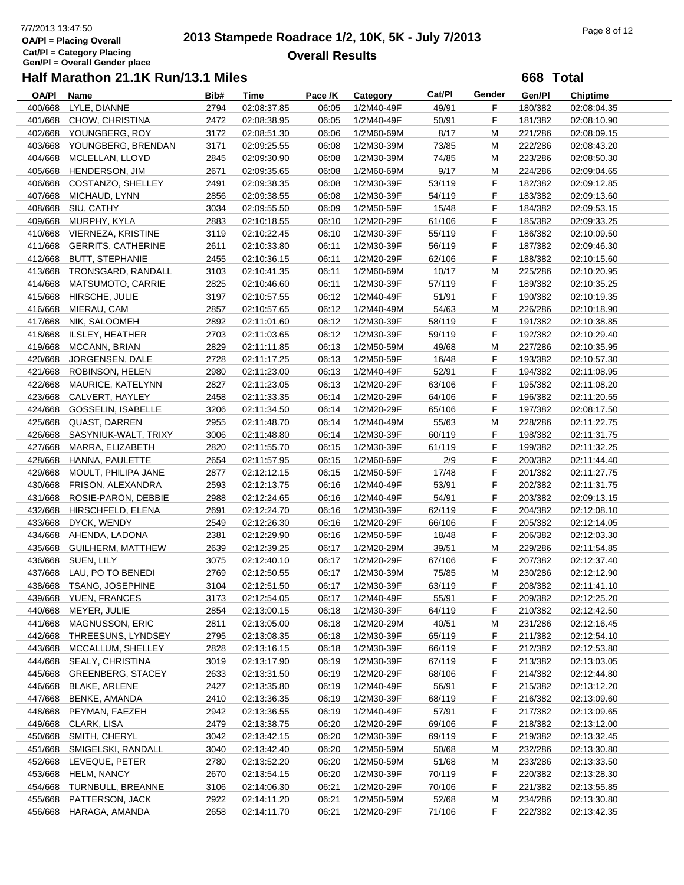# 2013 Stampede Roadrace 1/2, 10K, 5K - July 7/2013

**Overall Results**

OA/Pl = Placing Overall
Cat/Pl = Category Placing
Gen/Pl = Overall Gender place

## Half Marathon 21.1K Run/13.1 Miles

**668 Total**

| OA/Pl | Name | Bib# | Time | Pace /K | Category | Cat/Pl | Gender | Gen/Pl | Chiptime |
|---|---|---|---|---|---|---|---|---|---|
| 400/668 | LYLE, DIANNE | 2794 | 02:08:37.85 | 06:05 | 1/2M40-49F | 49/91 | F | 180/382 | 02:08:04.35 |
| 401/668 | CHOW, CHRISTINA | 2472 | 02:08:38.95 | 06:05 | 1/2M40-49F | 50/91 | F | 181/382 | 02:08:10.90 |
| 402/668 | YOUNGBERG, ROY | 3172 | 02:08:51.30 | 06:06 | 1/2M60-69M | 8/17 | M | 221/286 | 02:08:09.15 |
| 403/668 | YOUNGBERG, BRENDAN | 3171 | 02:09:25.55 | 06:08 | 1/2M30-39M | 73/85 | M | 222/286 | 02:08:43.20 |
| 404/668 | MCLELLAN, LLOYD | 2845 | 02:09:30.90 | 06:08 | 1/2M30-39M | 74/85 | M | 223/286 | 02:08:50.30 |
| 405/668 | HENDERSON, JIM | 2671 | 02:09:35.65 | 06:08 | 1/2M60-69M | 9/17 | M | 224/286 | 02:09:04.65 |
| 406/668 | COSTANZO, SHELLEY | 2491 | 02:09:38.35 | 06:08 | 1/2M30-39F | 53/119 | F | 182/382 | 02:09:12.85 |
| 407/668 | MICHAUD, LYNN | 2856 | 02:09:38.55 | 06:08 | 1/2M30-39F | 54/119 | F | 183/382 | 02:09:13.60 |
| 408/668 | SIU, CATHY | 3034 | 02:09:55.50 | 06:09 | 1/2M50-59F | 15/48 | F | 184/382 | 02:09:53.15 |
| 409/668 | MURPHY, KYLA | 2883 | 02:10:18.55 | 06:10 | 1/2M20-29F | 61/106 | F | 185/382 | 02:09:33.25 |
| 410/668 | VIERNEZA, KRISTINE | 3119 | 02:10:22.45 | 06:10 | 1/2M30-39F | 55/119 | F | 186/382 | 02:10:09.50 |
| 411/668 | GERRITS, CATHERINE | 2611 | 02:10:33.80 | 06:11 | 1/2M30-39F | 56/119 | F | 187/382 | 02:09:46.30 |
| 412/668 | BUTT, STEPHANIE | 2455 | 02:10:36.15 | 06:11 | 1/2M20-29F | 62/106 | F | 188/382 | 02:10:15.60 |
| 413/668 | TRONSGARD, RANDALL | 3103 | 02:10:41.35 | 06:11 | 1/2M60-69M | 10/17 | M | 225/286 | 02:10:20.95 |
| 414/668 | MATSUMOTO, CARRIE | 2825 | 02:10:46.60 | 06:11 | 1/2M30-39F | 57/119 | F | 189/382 | 02:10:35.25 |
| 415/668 | HIRSCHE, JULIE | 3197 | 02:10:57.55 | 06:12 | 1/2M40-49F | 51/91 | F | 190/382 | 02:10:19.35 |
| 416/668 | MIERAU, CAM | 2857 | 02:10:57.65 | 06:12 | 1/2M40-49M | 54/63 | M | 226/286 | 02:10:18.90 |
| 417/668 | NIK, SALOOMEH | 2892 | 02:11:01.60 | 06:12 | 1/2M30-39F | 58/119 | F | 191/382 | 02:10:38.85 |
| 418/668 | ILSLEY, HEATHER | 2703 | 02:11:03.65 | 06:12 | 1/2M30-39F | 59/119 | F | 192/382 | 02:10:29.40 |
| 419/668 | MCCANN, BRIAN | 2829 | 02:11:11.85 | 06:13 | 1/2M50-59M | 49/68 | M | 227/286 | 02:10:35.95 |
| 420/668 | JORGENSEN, DALE | 2728 | 02:11:17.25 | 06:13 | 1/2M50-59F | 16/48 | F | 193/382 | 02:10:57.30 |
| 421/668 | ROBINSON, HELEN | 2980 | 02:11:23.00 | 06:13 | 1/2M40-49F | 52/91 | F | 194/382 | 02:11:08.95 |
| 422/668 | MAURICE, KATELYNN | 2827 | 02:11:23.05 | 06:13 | 1/2M20-29F | 63/106 | F | 195/382 | 02:11:08.20 |
| 423/668 | CALVERT, HAYLEY | 2458 | 02:11:33.35 | 06:14 | 1/2M20-29F | 64/106 | F | 196/382 | 02:11:20.55 |
| 424/668 | GOSSELIN, ISABELLE | 3206 | 02:11:34.50 | 06:14 | 1/2M20-29F | 65/106 | F | 197/382 | 02:08:17.50 |
| 425/668 | QUAST, DARREN | 2955 | 02:11:48.70 | 06:14 | 1/2M40-49M | 55/63 | M | 228/286 | 02:11:22.75 |
| 426/668 | SASYNIUK-WALT, TRIXY | 3006 | 02:11:48.80 | 06:14 | 1/2M30-39F | 60/119 | F | 198/382 | 02:11:31.75 |
| 427/668 | MARRA, ELIZABETH | 2820 | 02:11:55.70 | 06:15 | 1/2M30-39F | 61/119 | F | 199/382 | 02:11:32.25 |
| 428/668 | HANNA, PAULETTE | 2654 | 02:11:57.95 | 06:15 | 1/2M60-69F | 2/9 | F | 200/382 | 02:11:44.40 |
| 429/668 | MOULT, PHILIPA JANE | 2877 | 02:12:12.15 | 06:15 | 1/2M50-59F | 17/48 | F | 201/382 | 02:11:27.75 |
| 430/668 | FRISON, ALEXANDRA | 2593 | 02:12:13.75 | 06:16 | 1/2M40-49F | 53/91 | F | 202/382 | 02:11:31.75 |
| 431/668 | ROSIE-PARON, DEBBIE | 2988 | 02:12:24.65 | 06:16 | 1/2M40-49F | 54/91 | F | 203/382 | 02:09:13.15 |
| 432/668 | HIRSCHFELD, ELENA | 2691 | 02:12:24.70 | 06:16 | 1/2M30-39F | 62/119 | F | 204/382 | 02:12:08.10 |
| 433/668 | DYCK, WENDY | 2549 | 02:12:26.30 | 06:16 | 1/2M20-29F | 66/106 | F | 205/382 | 02:12:14.05 |
| 434/668 | AHENDA, LADONA | 2381 | 02:12:29.90 | 06:16 | 1/2M50-59F | 18/48 | F | 206/382 | 02:12:03.30 |
| 435/668 | GUILHERM, MATTHEW | 2639 | 02:12:39.25 | 06:17 | 1/2M20-29M | 39/51 | M | 229/286 | 02:11:54.85 |
| 436/668 | SUEN, LILY | 3075 | 02:12:40.10 | 06:17 | 1/2M20-29F | 67/106 | F | 207/382 | 02:12:37.40 |
| 437/668 | LAU, PO TO BENEDI | 2769 | 02:12:50.55 | 06:17 | 1/2M30-39M | 75/85 | M | 230/286 | 02:12:12.90 |
| 438/668 | TSANG, JOSEPHINE | 3104 | 02:12:51.50 | 06:17 | 1/2M30-39F | 63/119 | F | 208/382 | 02:11:41.10 |
| 439/668 | YUEN, FRANCES | 3173 | 02:12:54.05 | 06:17 | 1/2M40-49F | 55/91 | F | 209/382 | 02:12:25.20 |
| 440/668 | MEYER, JULIE | 2854 | 02:13:00.15 | 06:18 | 1/2M30-39F | 64/119 | F | 210/382 | 02:12:42.50 |
| 441/668 | MAGNUSSON, ERIC | 2811 | 02:13:05.00 | 06:18 | 1/2M20-29M | 40/51 | M | 231/286 | 02:12:16.45 |
| 442/668 | THREESUNS, LYNDSEY | 2795 | 02:13:08.35 | 06:18 | 1/2M30-39F | 65/119 | F | 211/382 | 02:12:54.10 |
| 443/668 | MCCALLUM, SHELLEY | 2828 | 02:13:16.15 | 06:18 | 1/2M30-39F | 66/119 | F | 212/382 | 02:12:53.80 |
| 444/668 | SEALY, CHRISTINA | 3019 | 02:13:17.90 | 06:19 | 1/2M30-39F | 67/119 | F | 213/382 | 02:13:03.05 |
| 445/668 | GREENBERG, STACEY | 2633 | 02:13:31.50 | 06:19 | 1/2M20-29F | 68/106 | F | 214/382 | 02:12:44.80 |
| 446/668 | BLAKE, ARLENE | 2427 | 02:13:35.80 | 06:19 | 1/2M40-49F | 56/91 | F | 215/382 | 02:13:12.20 |
| 447/668 | BENKE, AMANDA | 2410 | 02:13:36.35 | 06:19 | 1/2M30-39F | 68/119 | F | 216/382 | 02:13:09.60 |
| 448/668 | PEYMAN, FAEZEH | 2942 | 02:13:36.55 | 06:19 | 1/2M40-49F | 57/91 | F | 217/382 | 02:13:09.65 |
| 449/668 | CLARK, LISA | 2479 | 02:13:38.75 | 06:20 | 1/2M20-29F | 69/106 | F | 218/382 | 02:13:12.00 |
| 450/668 | SMITH, CHERYL | 3042 | 02:13:42.15 | 06:20 | 1/2M30-39F | 69/119 | F | 219/382 | 02:13:32.45 |
| 451/668 | SMIGELSKI, RANDALL | 3040 | 02:13:42.40 | 06:20 | 1/2M50-59M | 50/68 | M | 232/286 | 02:13:30.80 |
| 452/668 | LEVEQUE, PETER | 2780 | 02:13:52.20 | 06:20 | 1/2M50-59M | 51/68 | M | 233/286 | 02:13:33.50 |
| 453/668 | HELM, NANCY | 2670 | 02:13:54.15 | 06:20 | 1/2M30-39F | 70/119 | F | 220/382 | 02:13:28.30 |
| 454/668 | TURNBULL, BREANNE | 3106 | 02:14:06.30 | 06:21 | 1/2M20-29F | 70/106 | F | 221/382 | 02:13:55.85 |
| 455/668 | PATTERSON, JACK | 2922 | 02:14:11.20 | 06:21 | 1/2M50-59M | 52/68 | M | 234/286 | 02:13:30.80 |
| 456/668 | HARAGA, AMANDA | 2658 | 02:14:11.70 | 06:21 | 1/2M20-29F | 71/106 | F | 222/382 | 02:13:42.35 |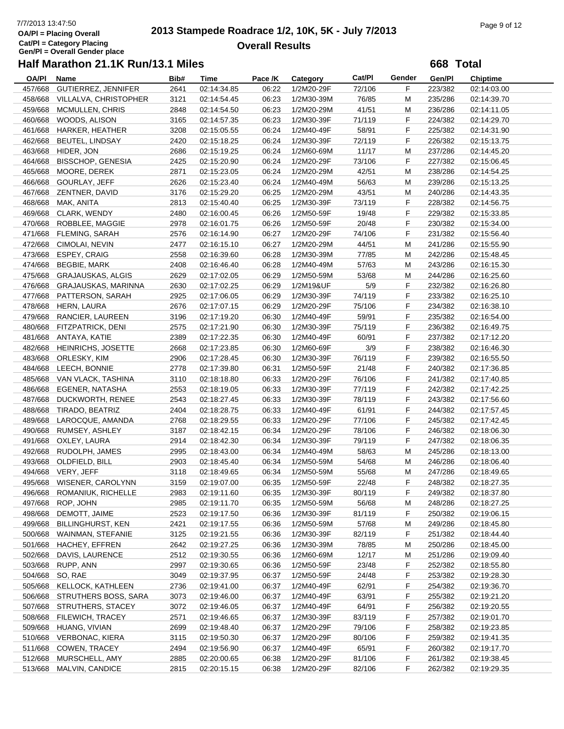# 2013 Stampede Roadrace 1/2, 10K, 5K - July 7/2013

## Overall Results

7/7/2013 13:47:50
OA/Pl = Placing Overall
Cat/Pl = Category Placing
Gen/Pl = Overall Gender place

### Half Marathon 21.1K Run/13.1 Miles

**668 Total**

| OA/Pl | Name | Bib# | Time | Pace /K | Category | Cat/Pl | Gender | Gen/Pl | Chiptime |
|---|---|---|---|---|---|---|---|---|---|
| 457/668 | GUTIERREZ, JENNIFER | 2641 | 02:14:34.85 | 06:22 | 1/2M20-29F | 72/106 | F | 223/382 | 02:14:03.00 |
| 458/668 | VILLALVA, CHRISTOPHER | 3121 | 02:14:54.45 | 06:23 | 1/2M30-39M | 76/85 | M | 235/286 | 02:14:39.70 |
| 459/668 | MCMULLEN, CHRIS | 2848 | 02:14:54.50 | 06:23 | 1/2M20-29M | 41/51 | M | 236/286 | 02:14:11.05 |
| 460/668 | WOODS, ALISON | 3165 | 02:14:57.35 | 06:23 | 1/2M30-39F | 71/119 | F | 224/382 | 02:14:29.70 |
| 461/668 | HARKER, HEATHER | 3208 | 02:15:05.55 | 06:24 | 1/2M40-49F | 58/91 | F | 225/382 | 02:14:31.90 |
| 462/668 | BEUTEL, LINDSAY | 2420 | 02:15:18.25 | 06:24 | 1/2M30-39F | 72/119 | F | 226/382 | 02:15:13.75 |
| 463/668 | HIDER, JON | 2686 | 02:15:19.25 | 06:24 | 1/2M60-69M | 11/17 | M | 237/286 | 02:14:45.20 |
| 464/668 | BISSCHOP, GENESIA | 2425 | 02:15:20.90 | 06:24 | 1/2M20-29F | 73/106 | F | 227/382 | 02:15:06.45 |
| 465/668 | MOORE, DEREK | 2871 | 02:15:23.05 | 06:24 | 1/2M20-29M | 42/51 | M | 238/286 | 02:14:54.25 |
| 466/668 | GOURLAY, JEFF | 2626 | 02:15:23.40 | 06:24 | 1/2M40-49M | 56/63 | M | 239/286 | 02:15:13.25 |
| 467/668 | ZENTNER, DAVID | 3176 | 02:15:29.20 | 06:25 | 1/2M20-29M | 43/51 | M | 240/286 | 02:14:43.35 |
| 468/668 | MAK, ANITA | 2813 | 02:15:40.40 | 06:25 | 1/2M30-39F | 73/119 | F | 228/382 | 02:14:56.75 |
| 469/668 | CLARK, WENDY | 2480 | 02:16:00.45 | 06:26 | 1/2M50-59F | 19/48 | F | 229/382 | 02:15:33.85 |
| 470/668 | ROBBLEE, MAGGIE | 2978 | 02:16:01.75 | 06:26 | 1/2M50-59F | 20/48 | F | 230/382 | 02:15:34.00 |
| 471/668 | FLEMING, SARAH | 2576 | 02:16:14.90 | 06:27 | 1/2M20-29F | 74/106 | F | 231/382 | 02:15:56.40 |
| 472/668 | CIMOLAI, NEVIN | 2477 | 02:16:15.10 | 06:27 | 1/2M20-29M | 44/51 | M | 241/286 | 02:15:55.90 |
| 473/668 | ESPEY, CRAIG | 2558 | 02:16:39.60 | 06:28 | 1/2M30-39M | 77/85 | M | 242/286 | 02:15:48.45 |
| 474/668 | BEGBIE, MARK | 2408 | 02:16:46.40 | 06:28 | 1/2M40-49M | 57/63 | M | 243/286 | 02:16:15.30 |
| 475/668 | GRAJAUSKAS, ALGIS | 2629 | 02:17:02.05 | 06:29 | 1/2M50-59M | 53/68 | M | 244/286 | 02:16:25.60 |
| 476/668 | GRAJAUSKAS, MARINNA | 2630 | 02:17:02.25 | 06:29 | 1/2M19&UF | 5/9 | F | 232/382 | 02:16:26.80 |
| 477/668 | PATTERSON, SARAH | 2925 | 02:17:06.05 | 06:29 | 1/2M30-39F | 74/119 | F | 233/382 | 02:16:25.10 |
| 478/668 | HERN, LAURA | 2676 | 02:17:07.15 | 06:29 | 1/2M20-29F | 75/106 | F | 234/382 | 02:16:38.10 |
| 479/668 | RANCIER, LAUREEN | 3196 | 02:17:19.20 | 06:30 | 1/2M40-49F | 59/91 | F | 235/382 | 02:16:54.00 |
| 480/668 | FITZPATRICK, DENI | 2575 | 02:17:21.90 | 06:30 | 1/2M30-39F | 75/119 | F | 236/382 | 02:16:49.75 |
| 481/668 | ANTAYA, KATIE | 2389 | 02:17:22.35 | 06:30 | 1/2M40-49F | 60/91 | F | 237/382 | 02:17:12.20 |
| 482/668 | HEINRICHS, JOSETTE | 2668 | 02:17:23.85 | 06:30 | 1/2M60-69F | 3/9 | F | 238/382 | 02:16:46.30 |
| 483/668 | ORLESKY, KIM | 2906 | 02:17:28.45 | 06:30 | 1/2M30-39F | 76/119 | F | 239/382 | 02:16:55.50 |
| 484/668 | LEECH, BONNIE | 2778 | 02:17:39.80 | 06:31 | 1/2M50-59F | 21/48 | F | 240/382 | 02:17:36.85 |
| 485/668 | VAN VLACK, TASHINA | 3110 | 02:18:18.80 | 06:33 | 1/2M20-29F | 76/106 | F | 241/382 | 02:17:40.85 |
| 486/668 | EGENER, NATASHA | 2553 | 02:18:19.05 | 06:33 | 1/2M30-39F | 77/119 | F | 242/382 | 02:17:42.25 |
| 487/668 | DUCKWORTH, RENEE | 2543 | 02:18:27.45 | 06:33 | 1/2M30-39F | 78/119 | F | 243/382 | 02:17:56.60 |
| 488/668 | TIRADO, BEATRIZ | 2404 | 02:18:28.75 | 06:33 | 1/2M40-49F | 61/91 | F | 244/382 | 02:17:57.45 |
| 489/668 | LAROCQUE, AMANDA | 2768 | 02:18:29.55 | 06:33 | 1/2M20-29F | 77/106 | F | 245/382 | 02:17:42.45 |
| 490/668 | RUMSEY, ASHLEY | 3187 | 02:18:42.15 | 06:34 | 1/2M20-29F | 78/106 | F | 246/382 | 02:18:06.30 |
| 491/668 | OXLEY, LAURA | 2914 | 02:18:42.30 | 06:34 | 1/2M30-39F | 79/119 | F | 247/382 | 02:18:06.35 |
| 492/668 | RUDOLPH, JAMES | 2995 | 02:18:43.00 | 06:34 | 1/2M40-49M | 58/63 | M | 245/286 | 02:18:13.00 |
| 493/668 | OLDFIELD, BILL | 2903 | 02:18:45.40 | 06:34 | 1/2M50-59M | 54/68 | M | 246/286 | 02:18:06.40 |
| 494/668 | VERY, JEFF | 3118 | 02:18:49.65 | 06:34 | 1/2M50-59M | 55/68 | M | 247/286 | 02:18:49.65 |
| 495/668 | WISENER, CAROLYNN | 3159 | 02:19:07.00 | 06:35 | 1/2M50-59F | 22/48 | F | 248/382 | 02:18:27.35 |
| 496/668 | ROMANIUK, RICHELLE | 2983 | 02:19:11.60 | 06:35 | 1/2M30-39F | 80/119 | F | 249/382 | 02:18:37.80 |
| 497/668 | ROP, JOHN | 2985 | 02:19:11.70 | 06:35 | 1/2M50-59M | 56/68 | M | 248/286 | 02:18:27.25 |
| 498/668 | DEMOTT, JAIME | 2523 | 02:19:17.50 | 06:36 | 1/2M30-39F | 81/119 | F | 250/382 | 02:19:06.15 |
| 499/668 | BILLINGHURST, KEN | 2421 | 02:19:17.55 | 06:36 | 1/2M50-59M | 57/68 | M | 249/286 | 02:18:45.80 |
| 500/668 | WAINMAN, STEFANIE | 3125 | 02:19:21.55 | 06:36 | 1/2M30-39F | 82/119 | F | 251/382 | 02:18:44.40 |
| 501/668 | HACHEY, EFFREN | 2642 | 02:19:27.25 | 06:36 | 1/2M30-39M | 78/85 | M | 250/286 | 02:18:45.00 |
| 502/668 | DAVIS, LAURENCE | 2512 | 02:19:30.55 | 06:36 | 1/2M60-69M | 12/17 | M | 251/286 | 02:19:09.40 |
| 503/668 | RUPP, ANN | 2997 | 02:19:30.65 | 06:36 | 1/2M50-59F | 23/48 | F | 252/382 | 02:18:55.80 |
| 504/668 | SO, RAE | 3049 | 02:19:37.95 | 06:37 | 1/2M50-59F | 24/48 | F | 253/382 | 02:19:28.30 |
| 505/668 | KELLOCK, KATHLEEN | 2736 | 02:19:41.00 | 06:37 | 1/2M40-49F | 62/91 | F | 254/382 | 02:19:36.70 |
| 506/668 | STRUTHERS BOSS, SARA | 3073 | 02:19:46.00 | 06:37 | 1/2M40-49F | 63/91 | F | 255/382 | 02:19:21.20 |
| 507/668 | STRUTHERS, STACEY | 3072 | 02:19:46.05 | 06:37 | 1/2M40-49F | 64/91 | F | 256/382 | 02:19:20.55 |
| 508/668 | FILEWICH, TRACEY | 2571 | 02:19:46.65 | 06:37 | 1/2M30-39F | 83/119 | F | 257/382 | 02:19:01.70 |
| 509/668 | HUANG, VIVIAN | 2699 | 02:19:48.40 | 06:37 | 1/2M20-29F | 79/106 | F | 258/382 | 02:19:23.85 |
| 510/668 | VERBONAC, KIERA | 3115 | 02:19:50.30 | 06:37 | 1/2M20-29F | 80/106 | F | 259/382 | 02:19:41.35 |
| 511/668 | COWEN, TRACEY | 2494 | 02:19:56.90 | 06:37 | 1/2M40-49F | 65/91 | F | 260/382 | 02:19:17.70 |
| 512/668 | MURSCHELL, AMY | 2885 | 02:20:00.65 | 06:38 | 1/2M20-29F | 81/106 | F | 261/382 | 02:19:38.45 |
| 513/668 | MALVIN, CANDICE | 2815 | 02:20:15.15 | 06:38 | 1/2M20-29F | 82/106 | F | 262/382 | 02:19:29.35 |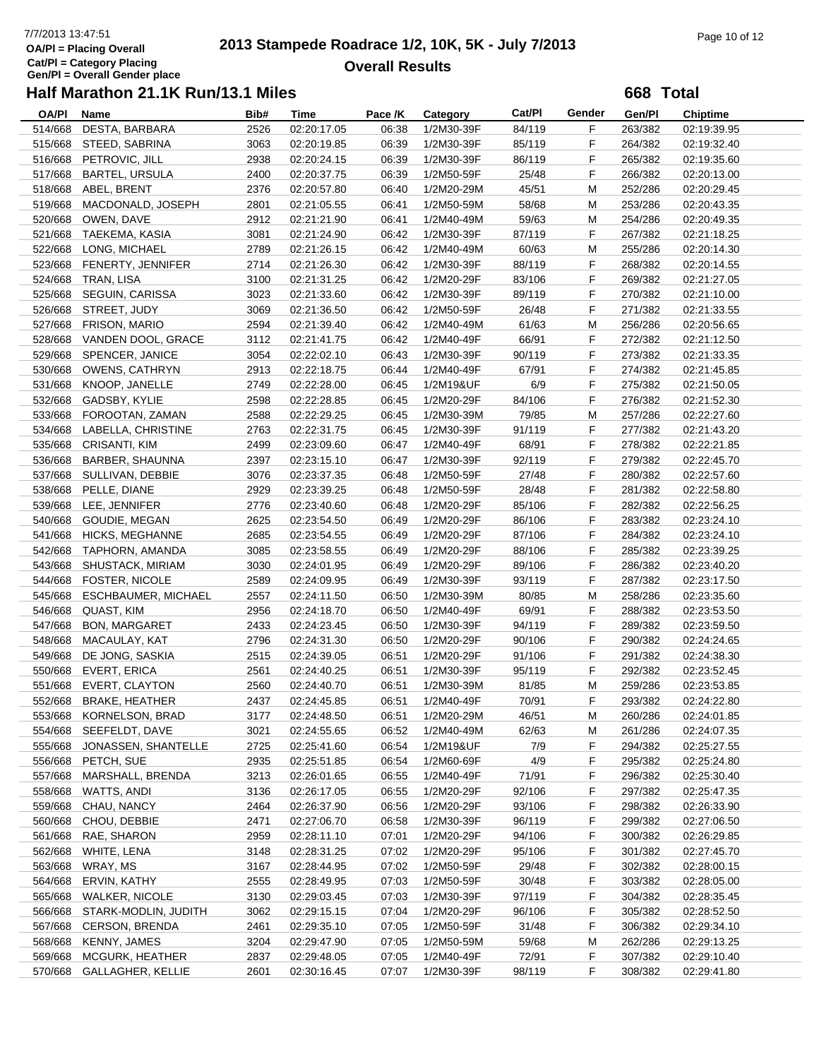# 2013 Stampede Roadrace 1/2, 10K, 5K - July 7/2013

## Overall Results

OA/Pl = Placing Overall
Cat/Pl = Category Placing
Gen/Pl = Overall Gender place

### Half Marathon 21.1K Run/13.1 Miles

**668 Total**

| OA/Pl | Name | Bib# | Time | Pace /K | Category | Cat/Pl | Gender | Gen/Pl | Chiptime |
|---|---|---|---|---|---|---|---|---|---|
| 514/668 | DESTA, BARBARA | 2526 | 02:20:17.05 | 06:38 | 1/2M30-39F | 84/119 | F | 263/382 | 02:19:39.95 |
| 515/668 | STEED, SABRINA | 3063 | 02:20:19.85 | 06:39 | 1/2M30-39F | 85/119 | F | 264/382 | 02:19:32.40 |
| 516/668 | PETROVIC, JILL | 2938 | 02:20:24.15 | 06:39 | 1/2M30-39F | 86/119 | F | 265/382 | 02:19:35.60 |
| 517/668 | BARTEL, URSULA | 2400 | 02:20:37.75 | 06:39 | 1/2M50-59F | 25/48 | F | 266/382 | 02:20:13.00 |
| 518/668 | ABEL, BRENT | 2376 | 02:20:57.80 | 06:40 | 1/2M20-29M | 45/51 | M | 252/286 | 02:20:29.45 |
| 519/668 | MACDONALD, JOSEPH | 2801 | 02:21:05.55 | 06:41 | 1/2M50-59M | 58/68 | M | 253/286 | 02:20:43.35 |
| 520/668 | OWEN, DAVE | 2912 | 02:21:21.90 | 06:41 | 1/2M40-49M | 59/63 | M | 254/286 | 02:20:49.35 |
| 521/668 | TAEKEMA, KASIA | 3081 | 02:21:24.90 | 06:42 | 1/2M30-39F | 87/119 | F | 267/382 | 02:21:18.25 |
| 522/668 | LONG, MICHAEL | 2789 | 02:21:26.15 | 06:42 | 1/2M40-49M | 60/63 | M | 255/286 | 02:20:14.30 |
| 523/668 | FENERTY, JENNIFER | 2714 | 02:21:26.30 | 06:42 | 1/2M30-39F | 88/119 | F | 268/382 | 02:20:14.55 |
| 524/668 | TRAN, LISA | 3100 | 02:21:31.25 | 06:42 | 1/2M20-29F | 83/106 | F | 269/382 | 02:21:27.05 |
| 525/668 | SEGUIN, CARISSA | 3023 | 02:21:33.60 | 06:42 | 1/2M30-39F | 89/119 | F | 270/382 | 02:21:10.00 |
| 526/668 | STREET, JUDY | 3069 | 02:21:36.50 | 06:42 | 1/2M50-59F | 26/48 | F | 271/382 | 02:21:33.55 |
| 527/668 | FRISON, MARIO | 2594 | 02:21:39.40 | 06:42 | 1/2M40-49M | 61/63 | M | 256/286 | 02:20:56.65 |
| 528/668 | VANDEN DOOL, GRACE | 3112 | 02:21:41.75 | 06:42 | 1/2M40-49F | 66/91 | F | 272/382 | 02:21:12.50 |
| 529/668 | SPENCER, JANICE | 3054 | 02:22:02.10 | 06:43 | 1/2M30-39F | 90/119 | F | 273/382 | 02:21:33.35 |
| 530/668 | OWENS, CATHRYN | 2913 | 02:22:18.75 | 06:44 | 1/2M40-49F | 67/91 | F | 274/382 | 02:21:45.85 |
| 531/668 | KNOOP, JANELLE | 2749 | 02:22:28.00 | 06:45 | 1/2M19&UF | 6/9 | F | 275/382 | 02:21:50.05 |
| 532/668 | GADSBY, KYLIE | 2598 | 02:22:28.85 | 06:45 | 1/2M20-29F | 84/106 | F | 276/382 | 02:21:52.30 |
| 533/668 | FOROOTAN, ZAMAN | 2588 | 02:22:29.25 | 06:45 | 1/2M30-39M | 79/85 | M | 257/286 | 02:22:27.60 |
| 534/668 | LABELLA, CHRISTINE | 2763 | 02:22:31.75 | 06:45 | 1/2M30-39F | 91/119 | F | 277/382 | 02:21:43.20 |
| 535/668 | CRISANTI, KIM | 2499 | 02:23:09.60 | 06:47 | 1/2M40-49F | 68/91 | F | 278/382 | 02:22:21.85 |
| 536/668 | BARBER, SHAUNNA | 2397 | 02:23:15.10 | 06:47 | 1/2M30-39F | 92/119 | F | 279/382 | 02:22:45.70 |
| 537/668 | SULLIVAN, DEBBIE | 3076 | 02:23:37.35 | 06:48 | 1/2M50-59F | 27/48 | F | 280/382 | 02:22:57.60 |
| 538/668 | PELLE, DIANE | 2929 | 02:23:39.25 | 06:48 | 1/2M50-59F | 28/48 | F | 281/382 | 02:22:58.80 |
| 539/668 | LEE, JENNIFER | 2776 | 02:23:40.60 | 06:48 | 1/2M20-29F | 85/106 | F | 282/382 | 02:22:56.25 |
| 540/668 | GOUDIE, MEGAN | 2625 | 02:23:54.50 | 06:49 | 1/2M20-29F | 86/106 | F | 283/382 | 02:23:24.10 |
| 541/668 | HICKS, MEGHANNE | 2685 | 02:23:54.55 | 06:49 | 1/2M20-29F | 87/106 | F | 284/382 | 02:23:24.10 |
| 542/668 | TAPHORN, AMANDA | 3085 | 02:23:58.55 | 06:49 | 1/2M20-29F | 88/106 | F | 285/382 | 02:23:39.25 |
| 543/668 | SHUSTACK, MIRIAM | 3030 | 02:24:01.95 | 06:49 | 1/2M20-29F | 89/106 | F | 286/382 | 02:23:40.20 |
| 544/668 | FOSTER, NICOLE | 2589 | 02:24:09.95 | 06:49 | 1/2M30-39F | 93/119 | F | 287/382 | 02:23:17.50 |
| 545/668 | ESCHBAUMER, MICHAEL | 2557 | 02:24:11.50 | 06:50 | 1/2M30-39M | 80/85 | M | 258/286 | 02:23:35.60 |
| 546/668 | QUAST, KIM | 2956 | 02:24:18.70 | 06:50 | 1/2M40-49F | 69/91 | F | 288/382 | 02:23:53.50 |
| 547/668 | BON, MARGARET | 2433 | 02:24:23.45 | 06:50 | 1/2M30-39F | 94/119 | F | 289/382 | 02:23:59.50 |
| 548/668 | MACAULAY, KAT | 2796 | 02:24:31.30 | 06:50 | 1/2M20-29F | 90/106 | F | 290/382 | 02:24:24.65 |
| 549/668 | DE JONG, SASKIA | 2515 | 02:24:39.05 | 06:51 | 1/2M20-29F | 91/106 | F | 291/382 | 02:24:38.30 |
| 550/668 | EVERT, ERICA | 2561 | 02:24:40.25 | 06:51 | 1/2M30-39F | 95/119 | F | 292/382 | 02:23:52.45 |
| 551/668 | EVERT, CLAYTON | 2560 | 02:24:40.70 | 06:51 | 1/2M30-39M | 81/85 | M | 259/286 | 02:23:53.85 |
| 552/668 | BRAKE, HEATHER | 2437 | 02:24:45.85 | 06:51 | 1/2M40-49F | 70/91 | F | 293/382 | 02:24:22.80 |
| 553/668 | KORNELSON, BRAD | 3177 | 02:24:48.50 | 06:51 | 1/2M20-29M | 46/51 | M | 260/286 | 02:24:01.85 |
| 554/668 | SEEFELDT, DAVE | 3021 | 02:24:55.65 | 06:52 | 1/2M40-49M | 62/63 | M | 261/286 | 02:24:07.35 |
| 555/668 | JONASSEN, SHANTELLE | 2725 | 02:25:41.60 | 06:54 | 1/2M19&UF | 7/9 | F | 294/382 | 02:25:27.55 |
| 556/668 | PETCH, SUE | 2935 | 02:25:51.85 | 06:54 | 1/2M60-69F | 4/9 | F | 295/382 | 02:25:24.80 |
| 557/668 | MARSHALL, BRENDA | 3213 | 02:26:01.65 | 06:55 | 1/2M40-49F | 71/91 | F | 296/382 | 02:25:30.40 |
| 558/668 | WATTS, ANDI | 3136 | 02:26:17.05 | 06:55 | 1/2M20-29F | 92/106 | F | 297/382 | 02:25:47.35 |
| 559/668 | CHAU, NANCY | 2464 | 02:26:37.90 | 06:56 | 1/2M20-29F | 93/106 | F | 298/382 | 02:26:33.90 |
| 560/668 | CHOU, DEBBIE | 2471 | 02:27:06.70 | 06:58 | 1/2M30-39F | 96/119 | F | 299/382 | 02:27:06.50 |
| 561/668 | RAE, SHARON | 2959 | 02:28:11.10 | 07:01 | 1/2M20-29F | 94/106 | F | 300/382 | 02:26:29.85 |
| 562/668 | WHITE, LENA | 3148 | 02:28:31.25 | 07:02 | 1/2M20-29F | 95/106 | F | 301/382 | 02:27:45.70 |
| 563/668 | WRAY, MS | 3167 | 02:28:44.95 | 07:02 | 1/2M50-59F | 29/48 | F | 302/382 | 02:28:00.15 |
| 564/668 | ERVIN, KATHY | 2555 | 02:28:49.95 | 07:03 | 1/2M50-59F | 30/48 | F | 303/382 | 02:28:05.00 |
| 565/668 | WALKER, NICOLE | 3130 | 02:29:03.45 | 07:03 | 1/2M30-39F | 97/119 | F | 304/382 | 02:28:35.45 |
| 566/668 | STARK-MODLIN, JUDITH | 3062 | 02:29:15.15 | 07:04 | 1/2M20-29F | 96/106 | F | 305/382 | 02:28:52.50 |
| 567/668 | CERSON, BRENDA | 2461 | 02:29:35.10 | 07:05 | 1/2M50-59F | 31/48 | F | 306/382 | 02:29:34.10 |
| 568/668 | KENNY, JAMES | 3204 | 02:29:47.90 | 07:05 | 1/2M50-59M | 59/68 | M | 262/286 | 02:29:13.25 |
| 569/668 | MCGURK, HEATHER | 2837 | 02:29:48.05 | 07:05 | 1/2M40-49F | 72/91 | F | 307/382 | 02:29:10.40 |
| 570/668 | GALLAGHER, KELLIE | 2601 | 02:30:16.45 | 07:07 | 1/2M30-39F | 98/119 | F | 308/382 | 02:29:41.80 |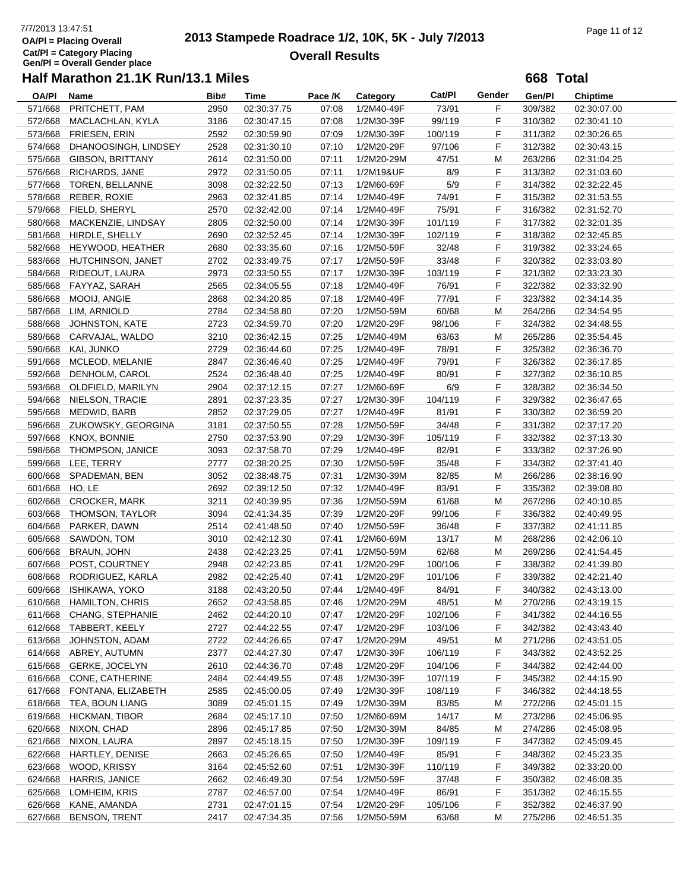# 2013 Stampede Roadrace 1/2, 10K, 5K - July 7/2013

## Overall Results

7/7/2013 13:47:51

OA/Pl = Placing Overall
Cat/Pl = Category Placing
Gen/Pl = Overall Gender place

### Half Marathon 21.1K Run/13.1 Miles

**668 Total**

| OA/Pl | Name | Bib# | Time | Pace /K | Category | Cat/Pl | Gender | Gen/Pl | Chiptime |
|---|---|---|---|---|---|---|---|---|---|
| 571/668 | PRITCHETT, PAM | 2950 | 02:30:37.75 | 07:08 | 1/2M40-49F | 73/91 | F | 309/382 | 02:30:07.00 |
| 572/668 | MACLACHLAN, KYLA | 3186 | 02:30:47.15 | 07:08 | 1/2M30-39F | 99/119 | F | 310/382 | 02:30:41.10 |
| 573/668 | FRIESEN, ERIN | 2592 | 02:30:59.90 | 07:09 | 1/2M30-39F | 100/119 | F | 311/382 | 02:30:26.65 |
| 574/668 | DHANOOSINGH, LINDSEY | 2528 | 02:31:30.10 | 07:10 | 1/2M20-29F | 97/106 | F | 312/382 | 02:30:43.15 |
| 575/668 | GIBSON, BRITTANY | 2614 | 02:31:50.00 | 07:11 | 1/2M20-29M | 47/51 | M | 263/286 | 02:31:04.25 |
| 576/668 | RICHARDS, JANE | 2972 | 02:31:50.05 | 07:11 | 1/2M19&UF | 8/9 | F | 313/382 | 02:31:03.60 |
| 577/668 | TOREN, BELLANNE | 3098 | 02:32:22.50 | 07:13 | 1/2M60-69F | 5/9 | F | 314/382 | 02:32:22.45 |
| 578/668 | REBER, ROXIE | 2963 | 02:32:41.85 | 07:14 | 1/2M40-49F | 74/91 | F | 315/382 | 02:31:53.55 |
| 579/668 | FIELD, SHERYL | 2570 | 02:32:42.00 | 07:14 | 1/2M40-49F | 75/91 | F | 316/382 | 02:31:52.70 |
| 580/668 | MACKENZIE, LINDSAY | 2805 | 02:32:50.00 | 07:14 | 1/2M30-39F | 101/119 | F | 317/382 | 02:32:01.35 |
| 581/668 | HIRDLE, SHELLY | 2690 | 02:32:52.45 | 07:14 | 1/2M30-39F | 102/119 | F | 318/382 | 02:32:45.85 |
| 582/668 | HEYWOOD, HEATHER | 2680 | 02:33:35.60 | 07:16 | 1/2M50-59F | 32/48 | F | 319/382 | 02:33:24.65 |
| 583/668 | HUTCHINSON, JANET | 2702 | 02:33:49.75 | 07:17 | 1/2M50-59F | 33/48 | F | 320/382 | 02:33:03.80 |
| 584/668 | RIDEOUT, LAURA | 2973 | 02:33:50.55 | 07:17 | 1/2M30-39F | 103/119 | F | 321/382 | 02:33:23.30 |
| 585/668 | FAYYAZ, SARAH | 2565 | 02:34:05.55 | 07:18 | 1/2M40-49F | 76/91 | F | 322/382 | 02:33:32.90 |
| 586/668 | MOOIJ, ANGIE | 2868 | 02:34:20.85 | 07:18 | 1/2M40-49F | 77/91 | F | 323/382 | 02:34:14.35 |
| 587/668 | LIM, ARNIOLD | 2784 | 02:34:58.80 | 07:20 | 1/2M50-59M | 60/68 | M | 264/286 | 02:34:54.95 |
| 588/668 | JOHNSTON, KATE | 2723 | 02:34:59.70 | 07:20 | 1/2M20-29F | 98/106 | F | 324/382 | 02:34:48.55 |
| 589/668 | CARVAJAL, WALDO | 3210 | 02:36:42.15 | 07:25 | 1/2M40-49M | 63/63 | M | 265/286 | 02:35:54.45 |
| 590/668 | KAI, JUNKO | 2729 | 02:36:44.60 | 07:25 | 1/2M40-49F | 78/91 | F | 325/382 | 02:36:36.70 |
| 591/668 | MCLEOD, MELANIE | 2847 | 02:36:46.40 | 07:25 | 1/2M40-49F | 79/91 | F | 326/382 | 02:36:17.85 |
| 592/668 | DENHOLM, CAROL | 2524 | 02:36:48.40 | 07:25 | 1/2M40-49F | 80/91 | F | 327/382 | 02:36:10.85 |
| 593/668 | OLDFIELD, MARILYN | 2904 | 02:37:12.15 | 07:27 | 1/2M60-69F | 6/9 | F | 328/382 | 02:36:34.50 |
| 594/668 | NIELSON, TRACIE | 2891 | 02:37:23.35 | 07:27 | 1/2M30-39F | 104/119 | F | 329/382 | 02:36:47.65 |
| 595/668 | MEDWID, BARB | 2852 | 02:37:29.05 | 07:27 | 1/2M40-49F | 81/91 | F | 330/382 | 02:36:59.20 |
| 596/668 | ZUKOWSKY, GEORGINA | 3181 | 02:37:50.55 | 07:28 | 1/2M50-59F | 34/48 | F | 331/382 | 02:37:17.20 |
| 597/668 | KNOX, BONNIE | 2750 | 02:37:53.90 | 07:29 | 1/2M30-39F | 105/119 | F | 332/382 | 02:37:13.30 |
| 598/668 | THOMPSON, JANICE | 3093 | 02:37:58.70 | 07:29 | 1/2M40-49F | 82/91 | F | 333/382 | 02:37:26.90 |
| 599/668 | LEE, TERRY | 2777 | 02:38:20.25 | 07:30 | 1/2M50-59F | 35/48 | F | 334/382 | 02:37:41.40 |
| 600/668 | SPADEMAN, BEN | 3052 | 02:38:48.75 | 07:31 | 1/2M30-39M | 82/85 | M | 266/286 | 02:38:16.90 |
| 601/668 | HO, LE | 2692 | 02:39:12.50 | 07:32 | 1/2M40-49F | 83/91 | F | 335/382 | 02:39:08.80 |
| 602/668 | CROCKER, MARK | 3211 | 02:40:39.95 | 07:36 | 1/2M50-59M | 61/68 | M | 267/286 | 02:40:10.85 |
| 603/668 | THOMSON, TAYLOR | 3094 | 02:41:34.35 | 07:39 | 1/2M20-29F | 99/106 | F | 336/382 | 02:40:49.95 |
| 604/668 | PARKER, DAWN | 2514 | 02:41:48.50 | 07:40 | 1/2M50-59F | 36/48 | F | 337/382 | 02:41:11.85 |
| 605/668 | SAWDON, TOM | 3010 | 02:42:12.30 | 07:41 | 1/2M60-69M | 13/17 | M | 268/286 | 02:42:06.10 |
| 606/668 | BRAUN, JOHN | 2438 | 02:42:23.25 | 07:41 | 1/2M50-59M | 62/68 | M | 269/286 | 02:41:54.45 |
| 607/668 | POST, COURTNEY | 2948 | 02:42:23.85 | 07:41 | 1/2M20-29F | 100/106 | F | 338/382 | 02:41:39.80 |
| 608/668 | RODRIGUEZ, KARLA | 2982 | 02:42:25.40 | 07:41 | 1/2M20-29F | 101/106 | F | 339/382 | 02:42:21.40 |
| 609/668 | ISHIKAWA, YOKO | 3188 | 02:43:20.50 | 07:44 | 1/2M40-49F | 84/91 | F | 340/382 | 02:43:13.00 |
| 610/668 | HAMILTON, CHRIS | 2652 | 02:43:58.85 | 07:46 | 1/2M20-29M | 48/51 | M | 270/286 | 02:43:19.15 |
| 611/668 | CHANG, STEPHANIE | 2462 | 02:44:20.10 | 07:47 | 1/2M20-29F | 102/106 | F | 341/382 | 02:44:16.55 |
| 612/668 | TABBERT, KEELY | 2727 | 02:44:22.55 | 07:47 | 1/2M20-29F | 103/106 | F | 342/382 | 02:43:43.40 |
| 613/668 | JOHNSTON, ADAM | 2722 | 02:44:26.65 | 07:47 | 1/2M20-29M | 49/51 | M | 271/286 | 02:43:51.05 |
| 614/668 | ABREY, AUTUMN | 2377 | 02:44:27.30 | 07:47 | 1/2M30-39F | 106/119 | F | 343/382 | 02:43:52.25 |
| 615/668 | GERKE, JOCELYN | 2610 | 02:44:36.70 | 07:48 | 1/2M20-29F | 104/106 | F | 344/382 | 02:42:44.00 |
| 616/668 | CONE, CATHERINE | 2484 | 02:44:49.55 | 07:48 | 1/2M30-39F | 107/119 | F | 345/382 | 02:44:15.90 |
| 617/668 | FONTANA, ELIZABETH | 2585 | 02:45:00.05 | 07:49 | 1/2M30-39F | 108/119 | F | 346/382 | 02:44:18.55 |
| 618/668 | TEA, BOUN LIANG | 3089 | 02:45:01.15 | 07:49 | 1/2M30-39M | 83/85 | M | 272/286 | 02:45:01.15 |
| 619/668 | HICKMAN, TIBOR | 2684 | 02:45:17.10 | 07:50 | 1/2M60-69M | 14/17 | M | 273/286 | 02:45:06.95 |
| 620/668 | NIXON, CHAD | 2896 | 02:45:17.85 | 07:50 | 1/2M30-39M | 84/85 | M | 274/286 | 02:45:08.95 |
| 621/668 | NIXON, LAURA | 2897 | 02:45:18.15 | 07:50 | 1/2M30-39F | 109/119 | F | 347/382 | 02:45:09.45 |
| 622/668 | HARTLEY, DENISE | 2663 | 02:45:26.65 | 07:50 | 1/2M40-49F | 85/91 | F | 348/382 | 02:45:23.35 |
| 623/668 | WOOD, KRISSY | 3164 | 02:45:52.60 | 07:51 | 1/2M30-39F | 110/119 | F | 349/382 | 02:33:20.00 |
| 624/668 | HARRIS, JANICE | 2662 | 02:46:49.30 | 07:54 | 1/2M50-59F | 37/48 | F | 350/382 | 02:46:08.35 |
| 625/668 | LOMHEIM, KRIS | 2787 | 02:46:57.00 | 07:54 | 1/2M40-49F | 86/91 | F | 351/382 | 02:46:15.55 |
| 626/668 | KANE, AMANDA | 2731 | 02:47:01.15 | 07:54 | 1/2M20-29F | 105/106 | F | 352/382 | 02:46:37.90 |
| 627/668 | BENSON, TRENT | 2417 | 02:47:34.35 | 07:56 | 1/2M50-59M | 63/68 | M | 275/286 | 02:46:51.35 |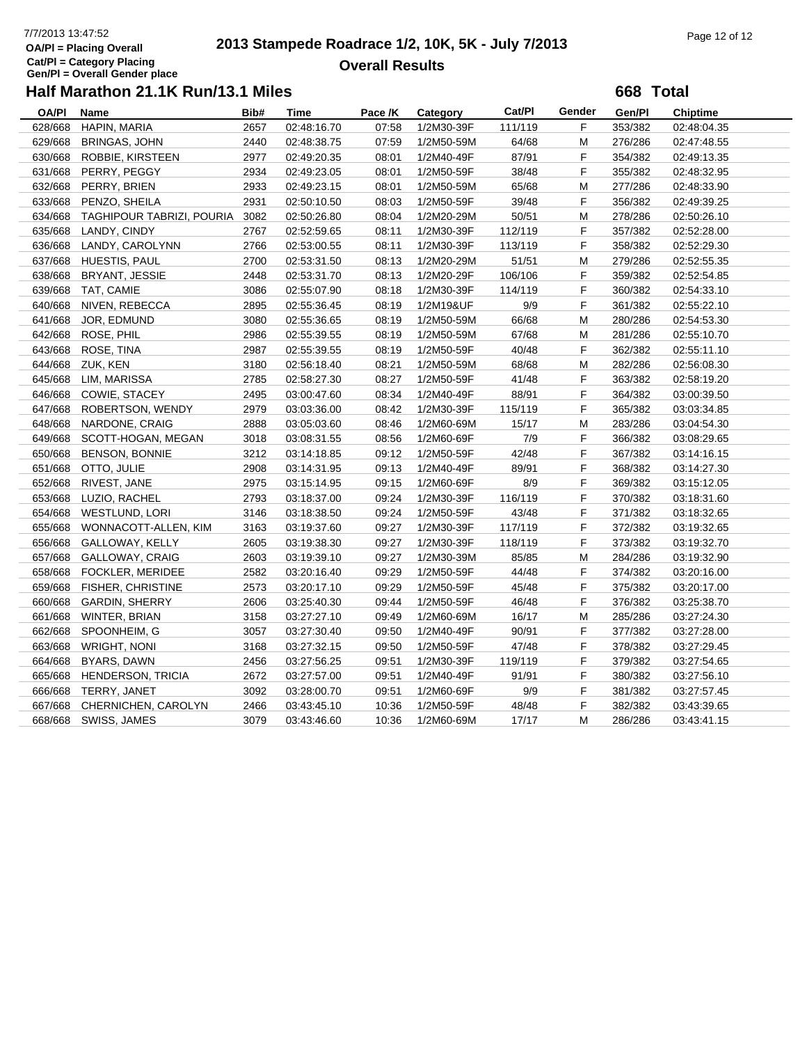7/7/2013 13:47:52
**OA/Pl = Placing Overall**
**Cat/Pl = Category Placing**
**Gen/Pl = Overall Gender place**

# 2013 Stampede Roadrace 1/2, 10K, 5K - July 7/2013

## Overall Results

### Half Marathon 21.1K Run/13.1 Miles

**668 Total**

| OA/Pl | Name | Bib# | Time | Pace /K | Category | Cat/Pl | Gender | Gen/Pl | Chiptime |
|---|---|---|---|---|---|---|---|---|---|
| 628/668 | HAPIN, MARIA | 2657 | 02:48:16.70 | 07:58 | 1/2M30-39F | 111/119 | F | 353/382 | 02:48:04.35 |
| 629/668 | BRINGAS, JOHN | 2440 | 02:48:38.75 | 07:59 | 1/2M50-59M | 64/68 | M | 276/286 | 02:47:48.55 |
| 630/668 | ROBBIE, KIRSTEEN | 2977 | 02:49:20.35 | 08:01 | 1/2M40-49F | 87/91 | F | 354/382 | 02:49:13.35 |
| 631/668 | PERRY, PEGGY | 2934 | 02:49:23.05 | 08:01 | 1/2M50-59F | 38/48 | F | 355/382 | 02:48:32.95 |
| 632/668 | PERRY, BRIEN | 2933 | 02:49:23.15 | 08:01 | 1/2M50-59M | 65/68 | M | 277/286 | 02:48:33.90 |
| 633/668 | PENZO, SHEILA | 2931 | 02:50:10.50 | 08:03 | 1/2M50-59F | 39/48 | F | 356/382 | 02:49:39.25 |
| 634/668 | TAGHIPOUR TABRIZI, POURIA | 3082 | 02:50:26.80 | 08:04 | 1/2M20-29M | 50/51 | M | 278/286 | 02:50:26.10 |
| 635/668 | LANDY, CINDY | 2767 | 02:52:59.65 | 08:11 | 1/2M30-39F | 112/119 | F | 357/382 | 02:52:28.00 |
| 636/668 | LANDY, CAROLYNN | 2766 | 02:53:00.55 | 08:11 | 1/2M30-39F | 113/119 | F | 358/382 | 02:52:29.30 |
| 637/668 | HUESTIS, PAUL | 2700 | 02:53:31.50 | 08:13 | 1/2M20-29M | 51/51 | M | 279/286 | 02:52:55.35 |
| 638/668 | BRYANT, JESSIE | 2448 | 02:53:31.70 | 08:13 | 1/2M20-29F | 106/106 | F | 359/382 | 02:52:54.85 |
| 639/668 | TAT, CAMIE | 3086 | 02:55:07.90 | 08:18 | 1/2M30-39F | 114/119 | F | 360/382 | 02:54:33.10 |
| 640/668 | NIVEN, REBECCA | 2895 | 02:55:36.45 | 08:19 | 1/2M19&UF | 9/9 | F | 361/382 | 02:55:22.10 |
| 641/668 | JOR, EDMUND | 3080 | 02:55:36.65 | 08:19 | 1/2M50-59M | 66/68 | M | 280/286 | 02:54:53.30 |
| 642/668 | ROSE, PHIL | 2986 | 02:55:39.55 | 08:19 | 1/2M50-59M | 67/68 | M | 281/286 | 02:55:10.70 |
| 643/668 | ROSE, TINA | 2987 | 02:55:39.55 | 08:19 | 1/2M50-59F | 40/48 | F | 362/382 | 02:55:11.10 |
| 644/668 | ZUK, KEN | 3180 | 02:56:18.40 | 08:21 | 1/2M50-59M | 68/68 | M | 282/286 | 02:56:08.30 |
| 645/668 | LIM, MARISSA | 2785 | 02:58:27.30 | 08:27 | 1/2M50-59F | 41/48 | F | 363/382 | 02:58:19.20 |
| 646/668 | COWIE, STACEY | 2495 | 03:00:47.60 | 08:34 | 1/2M40-49F | 88/91 | F | 364/382 | 03:00:39.50 |
| 647/668 | ROBERTSON, WENDY | 2979 | 03:03:36.00 | 08:42 | 1/2M30-39F | 115/119 | F | 365/382 | 03:03:34.85 |
| 648/668 | NARDONE, CRAIG | 2888 | 03:05:03.60 | 08:46 | 1/2M60-69M | 15/17 | M | 283/286 | 03:04:54.30 |
| 649/668 | SCOTT-HOGAN, MEGAN | 3018 | 03:08:31.55 | 08:56 | 1/2M60-69F | 7/9 | F | 366/382 | 03:08:29.65 |
| 650/668 | BENSON, BONNIE | 3212 | 03:14:18.85 | 09:12 | 1/2M50-59F | 42/48 | F | 367/382 | 03:14:16.15 |
| 651/668 | OTTO, JULIE | 2908 | 03:14:31.95 | 09:13 | 1/2M40-49F | 89/91 | F | 368/382 | 03:14:27.30 |
| 652/668 | RIVEST, JANE | 2975 | 03:15:14.95 | 09:15 | 1/2M60-69F | 8/9 | F | 369/382 | 03:15:12.05 |
| 653/668 | LUZIO, RACHEL | 2793 | 03:18:37.00 | 09:24 | 1/2M30-39F | 116/119 | F | 370/382 | 03:18:31.60 |
| 654/668 | WESTLUND, LORI | 3146 | 03:18:38.50 | 09:24 | 1/2M50-59F | 43/48 | F | 371/382 | 03:18:32.65 |
| 655/668 | WONNACOTT-ALLEN, KIM | 3163 | 03:19:37.60 | 09:27 | 1/2M30-39F | 117/119 | F | 372/382 | 03:19:32.65 |
| 656/668 | GALLOWAY, KELLY | 2605 | 03:19:38.30 | 09:27 | 1/2M30-39F | 118/119 | F | 373/382 | 03:19:32.70 |
| 657/668 | GALLOWAY, CRAIG | 2603 | 03:19:39.10 | 09:27 | 1/2M30-39M | 85/85 | M | 284/286 | 03:19:32.90 |
| 658/668 | FOCKLER, MERIDEE | 2582 | 03:20:16.40 | 09:29 | 1/2M50-59F | 44/48 | F | 374/382 | 03:20:16.00 |
| 659/668 | FISHER, CHRISTINE | 2573 | 03:20:17.10 | 09:29 | 1/2M50-59F | 45/48 | F | 375/382 | 03:20:17.00 |
| 660/668 | GARDIN, SHERRY | 2606 | 03:25:40.30 | 09:44 | 1/2M50-59F | 46/48 | F | 376/382 | 03:25:38.70 |
| 661/668 | WINTER, BRIAN | 3158 | 03:27:27.10 | 09:49 | 1/2M60-69M | 16/17 | M | 285/286 | 03:27:24.30 |
| 662/668 | SPOONHEIM, G | 3057 | 03:27:30.40 | 09:50 | 1/2M40-49F | 90/91 | F | 377/382 | 03:27:28.00 |
| 663/668 | WRIGHT, NONI | 3168 | 03:27:32.15 | 09:50 | 1/2M50-59F | 47/48 | F | 378/382 | 03:27:29.45 |
| 664/668 | BYARS, DAWN | 2456 | 03:27:56.25 | 09:51 | 1/2M30-39F | 119/119 | F | 379/382 | 03:27:54.65 |
| 665/668 | HENDERSON, TRICIA | 2672 | 03:27:57.00 | 09:51 | 1/2M40-49F | 91/91 | F | 380/382 | 03:27:56.10 |
| 666/668 | TERRY, JANET | 3092 | 03:28:00.70 | 09:51 | 1/2M60-69F | 9/9 | F | 381/382 | 03:27:57.45 |
| 667/668 | CHERNICHEN, CAROLYN | 2466 | 03:43:45.10 | 10:36 | 1/2M50-59F | 48/48 | F | 382/382 | 03:43:39.65 |
| 668/668 | SWISS, JAMES | 3079 | 03:43:46.60 | 10:36 | 1/2M60-69M | 17/17 | M | 286/286 | 03:43:41.15 |